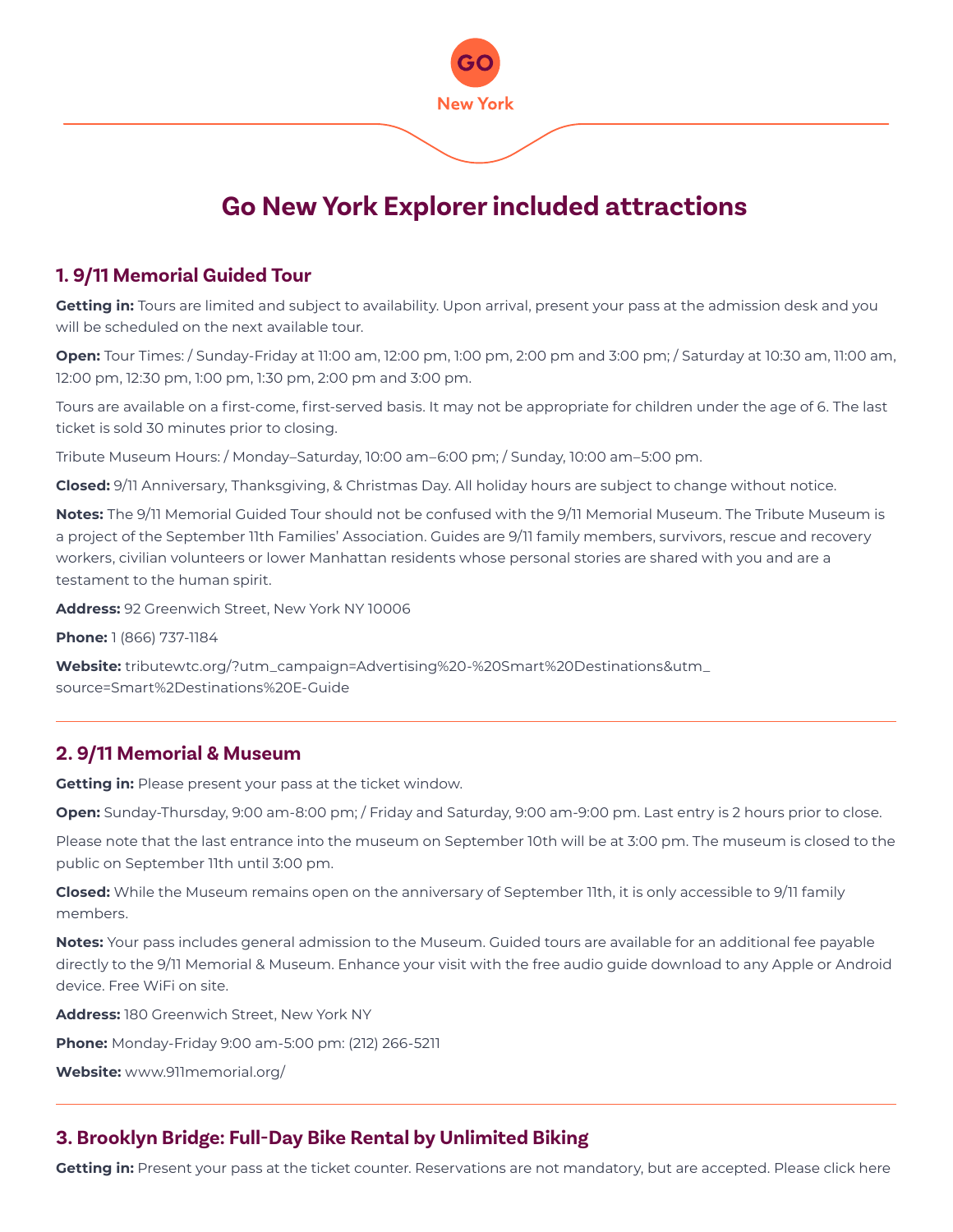GO New York

# Go New York Explorer included attractions

## 1. 9/11 Memorial Guided Tour

**Getting in:** Tours are limited and subject to availability. Upon arrival, present your pass at the admission desk and you will be scheduled on the next available tour.

**Open:** Tour Times: / Sunday-Friday at 11:00 am, 12:00 pm, 1:00 pm, 2:00 pm and 3:00 pm; / Saturday at 10:30 am, 11:00 am, 12:00 pm, 12:30 pm, 1:00 pm, 1:30 pm, 2:00 pm and 3:00 pm.

Tours are available on a first-come, first-served basis. It may not be appropriate for children under the age of 6. The last ticket is sold 30 minutes prior to closing.

Tribute Museum Hours: / Monday–Saturday, 10:00 am–6:00 pm; / Sunday, 10:00 am–5:00 pm.

**Closed:** 9/11 Anniversary, Thanksgiving, & Christmas Day. All holiday hours are subject to change without notice.

**Notes:** The 9/11 Memorial Guided Tour should not be confused with the 9/11 Memorial Museum. The Tribute Museum is a project of the September 11th Families' Association. Guides are 9/11 family members, survivors, rescue and recovery workers, civilian volunteers or lower Manhattan residents whose personal stories are shared with you and are a testament to the human spirit.

**Address:** 92 Greenwich Street, New York NY 10006

**Phone:** 1 (866) 737-1184

**Website:** tributewtc.org/?utm_campaign=Advertising%20-%20Smart%20Destinations&utm_source=Smart%2Destinations%20E-Guide

---

## 2. 9/11 Memorial & Museum

**Getting in:** Please present your pass at the ticket window.

**Open:** Sunday-Thursday, 9:00 am-8:00 pm; / Friday and Saturday, 9:00 am-9:00 pm. Last entry is 2 hours prior to close.

Please note that the last entrance into the museum on September 10th will be at 3:00 pm. The museum is closed to the public on September 11th until 3:00 pm.

**Closed:** While the Museum remains open on the anniversary of September 11th, it is only accessible to 9/11 family members.

**Notes:** Your pass includes general admission to the Museum. Guided tours are available for an additional fee payable directly to the 9/11 Memorial & Museum. Enhance your visit with the free audio guide download to any Apple or Android device. Free WiFi on site.

**Address:** 180 Greenwich Street, New York NY

**Phone:** Monday-Friday 9:00 am-5:00 pm: (212) 266-5211

**Website:** www.911memorial.org/

---

## 3. Brooklyn Bridge: Full-Day Bike Rental by Unlimited Biking

**Getting in:** Present your pass at the ticket counter. Reservations are not mandatory, but are accepted. Please click here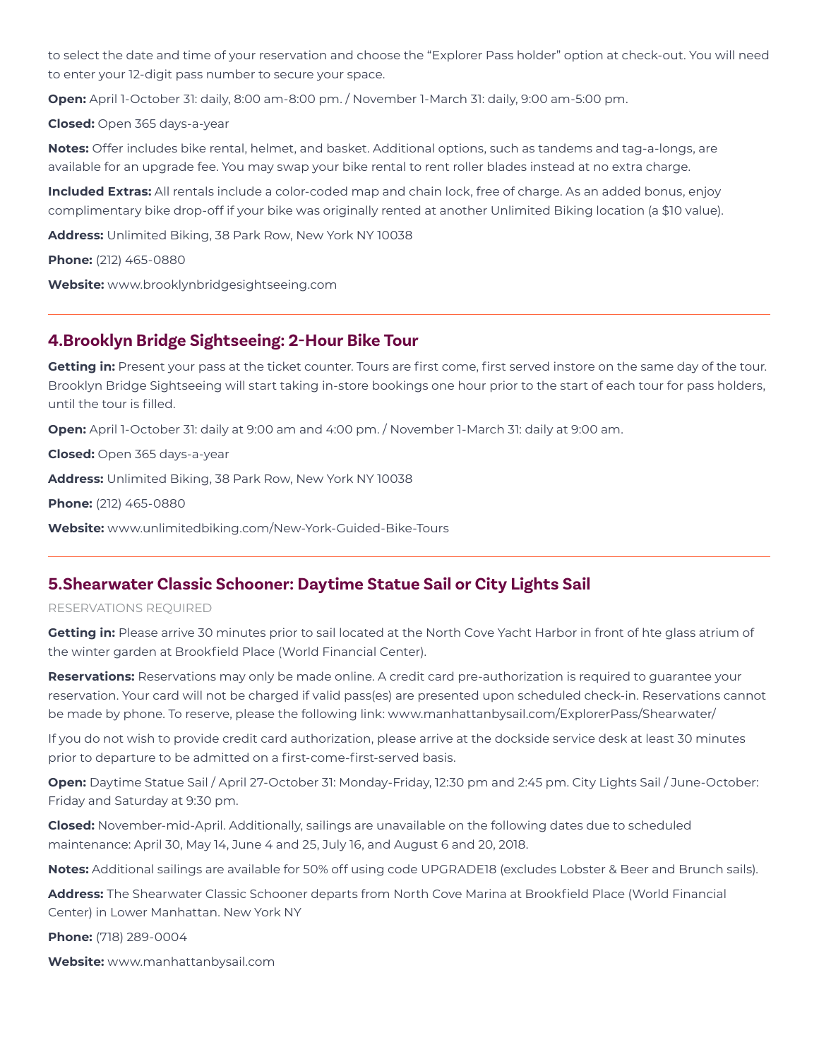to select the date and time of your reservation and choose the "Explorer Pass holder" option at check-out. You will need to enter your 12-digit pass number to secure your space.

**Open:** April 1-October 31: daily, 8:00 am-8:00 pm. / November 1-March 31: daily, 9:00 am-5:00 pm.

**Closed:** Open 365 days-a-year

**Notes:** Offer includes bike rental, helmet, and basket. Additional options, such as tandems and tag-a-longs, are available for an upgrade fee. You may swap your bike rental to rent roller blades instead at no extra charge.

**Included Extras:** All rentals include a color-coded map and chain lock, free of charge. As an added bonus, enjoy complimentary bike drop-off if your bike was originally rented at another Unlimited Biking location (a $10 value).

**Address:** Unlimited Biking, 38 Park Row, New York NY 10038

**Phone:** (212) 465-0880

**Website:** www.brooklynbridgesightseeing.com

---

## 4.Brooklyn Bridge Sightseeing: 2-Hour Bike Tour

**Getting in:** Present your pass at the ticket counter. Tours are first come, first served instore on the same day of the tour. Brooklyn Bridge Sightseeing will start taking in-store bookings one hour prior to the start of each tour for pass holders, until the tour is filled.

**Open:** April 1-October 31: daily at 9:00 am and 4:00 pm. / November 1-March 31: daily at 9:00 am.

**Closed:** Open 365 days-a-year

**Address:** Unlimited Biking, 38 Park Row, New York NY 10038

**Phone:** (212) 465-0880

**Website:** www.unlimitedbiking.com/New-York-Guided-Bike-Tours

---

## 5.Shearwater Classic Schooner: Daytime Statue Sail or City Lights Sail

RESERVATIONS REQUIRED

**Getting in:** Please arrive 30 minutes prior to sail located at the North Cove Yacht Harbor in front of hte glass atrium of the winter garden at Brookfield Place (World Financial Center).

**Reservations:** Reservations may only be made online. A credit card pre-authorization is required to guarantee your reservation. Your card will not be charged if valid pass(es) are presented upon scheduled check-in. Reservations cannot be made by phone. To reserve, please the following link: www.manhattanbysail.com/ExplorerPass/Shearwater/

If you do not wish to provide credit card authorization, please arrive at the dockside service desk at least 30 minutes prior to departure to be admitted on a first-come-first-served basis.

**Open:** Daytime Statue Sail / April 27-October 31: Monday-Friday, 12:30 pm and 2:45 pm. City Lights Sail / June-October: Friday and Saturday at 9:30 pm.

**Closed:** November-mid-April. Additionally, sailings are unavailable on the following dates due to scheduled maintenance: April 30, May 14, June 4 and 25, July 16, and August 6 and 20, 2018.

**Notes:** Additional sailings are available for 50% off using code UPGRADE18 (excludes Lobster & Beer and Brunch sails).

**Address:** The Shearwater Classic Schooner departs from North Cove Marina at Brookfield Place (World Financial Center) in Lower Manhattan. New York NY

**Phone:** (718) 289-0004

**Website:** www.manhattanbysail.com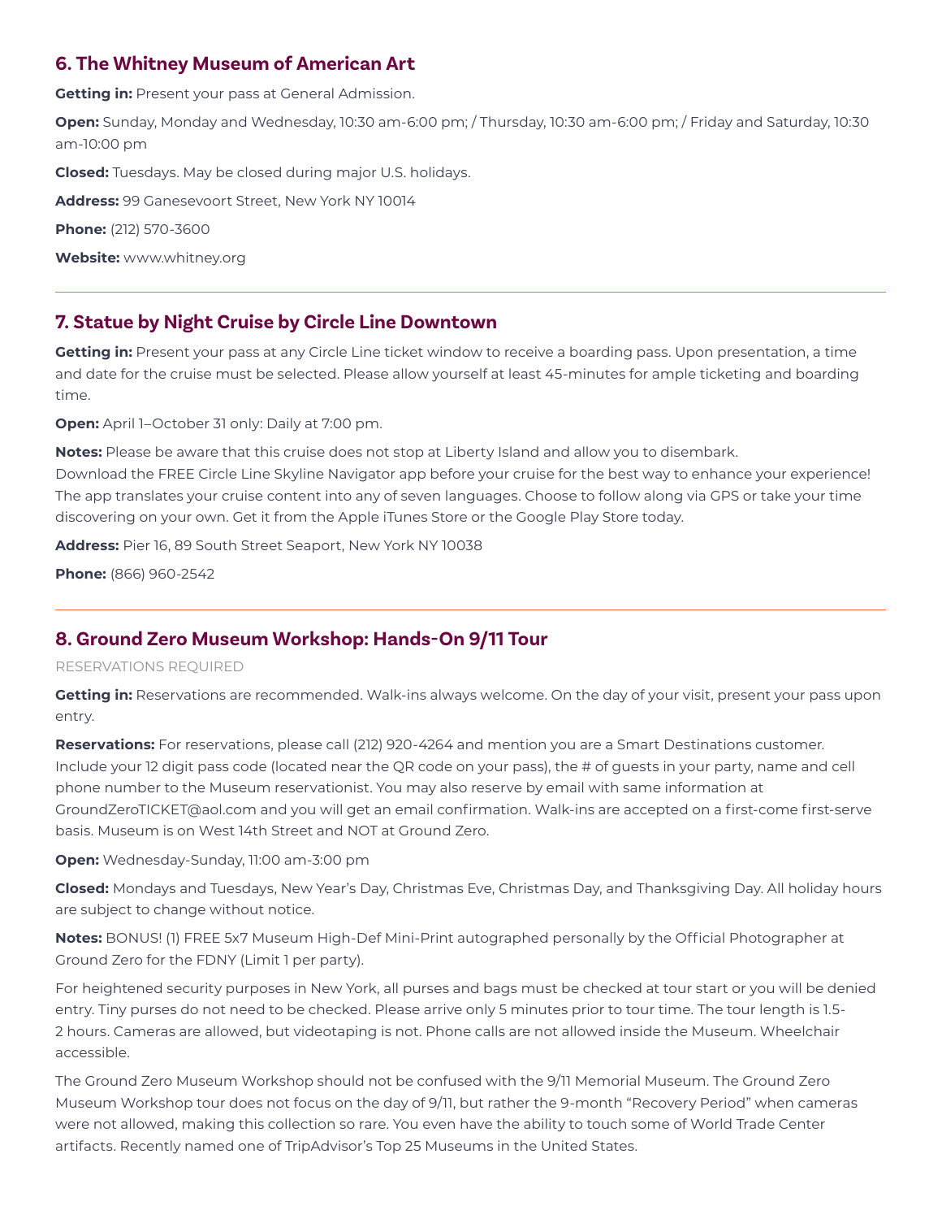## 6. The Whitney Museum of American Art

**Getting in:** Present your pass at General Admission.

**Open:** Sunday, Monday and Wednesday, 10:30 am-6:00 pm; / Thursday, 10:30 am-6:00 pm; / Friday and Saturday, 10:30 am-10:00 pm

**Closed:** Tuesdays. May be closed during major U.S. holidays.

**Address:** 99 Ganesevoort Street, New York NY 10014

**Phone:** (212) 570-3600

**Website:** www.whitney.org

---

## 7. Statue by Night Cruise by Circle Line Downtown

**Getting in:** Present your pass at any Circle Line ticket window to receive a boarding pass. Upon presentation, a time and date for the cruise must be selected. Please allow yourself at least 45-minutes for ample ticketing and boarding time.

**Open:** April 1–October 31 only: Daily at 7:00 pm.

**Notes:** Please be aware that this cruise does not stop at Liberty Island and allow you to disembark.
Download the FREE Circle Line Skyline Navigator app before your cruise for the best way to enhance your experience! The app translates your cruise content into any of seven languages. Choose to follow along via GPS or take your time discovering on your own. Get it from the Apple iTunes Store or the Google Play Store today.

**Address:** Pier 16, 89 South Street Seaport, New York NY 10038

**Phone:** (866) 960-2542

---

## 8. Ground Zero Museum Workshop: Hands-On 9/11 Tour

RESERVATIONS REQUIRED

**Getting in:** Reservations are recommended. Walk-ins always welcome. On the day of your visit, present your pass upon entry.

**Reservations:** For reservations, please call (212) 920-4264 and mention you are a Smart Destinations customer. Include your 12 digit pass code (located near the QR code on your pass), the # of guests in your party, name and cell phone number to the Museum reservationist. You may also reserve by email with same information at GroundZeroTICKET@aol.com and you will get an email confirmation. Walk-ins are accepted on a first-come first-serve basis. Museum is on West 14th Street and NOT at Ground Zero.

**Open:** Wednesday-Sunday, 11:00 am-3:00 pm

**Closed:** Mondays and Tuesdays, New Year's Day, Christmas Eve, Christmas Day, and Thanksgiving Day. All holiday hours are subject to change without notice.

**Notes:** BONUS! (1) FREE 5x7 Museum High-Def Mini-Print autographed personally by the Official Photographer at Ground Zero for the FDNY (Limit 1 per party).

For heightened security purposes in New York, all purses and bags must be checked at tour start or you will be denied entry. Tiny purses do not need to be checked. Please arrive only 5 minutes prior to tour time. The tour length is 1.5-2 hours. Cameras are allowed, but videotaping is not. Phone calls are not allowed inside the Museum. Wheelchair accessible.

The Ground Zero Museum Workshop should not be confused with the 9/11 Memorial Museum. The Ground Zero Museum Workshop tour does not focus on the day of 9/11, but rather the 9-month "Recovery Period" when cameras were not allowed, making this collection so rare. You even have the ability to touch some of World Trade Center artifacts. Recently named one of TripAdvisor's Top 25 Museums in the United States.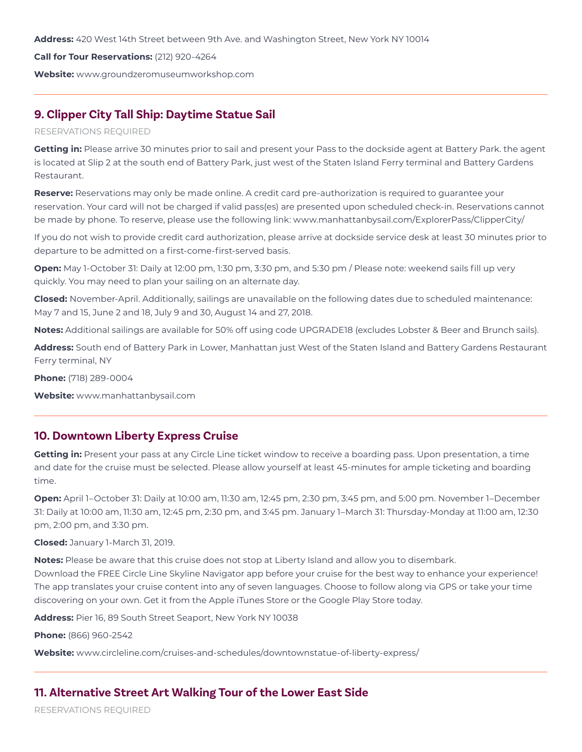**Address:** 420 West 14th Street between 9th Ave. and Washington Street, New York NY 10014

**Call for Tour Reservations:** (212) 920-4264

**Website:** www.groundzeromuseumworkshop.com

---

## 9. Clipper City Tall Ship: Daytime Statue Sail

RESERVATIONS REQUIRED

**Getting in:** Please arrive 30 minutes prior to sail and present your Pass to the dockside agent at Battery Park. the agent is located at Slip 2 at the south end of Battery Park, just west of the Staten Island Ferry terminal and Battery Gardens Restaurant.

**Reserve:** Reservations may only be made online. A credit card pre-authorization is required to guarantee your reservation. Your card will not be charged if valid pass(es) are presented upon scheduled check-in. Reservations cannot be made by phone. To reserve, please use the following link: www.manhattanbysail.com/ExplorerPass/ClipperCity/

If you do not wish to provide credit card authorization, please arrive at dockside service desk at least 30 minutes prior to departure to be admitted on a first-come-first-served basis.

**Open:** May 1-October 31: Daily at 12:00 pm, 1:30 pm, 3:30 pm, and 5:30 pm / Please note: weekend sails fill up very quickly. You may need to plan your sailing on an alternate day.

**Closed:** November-April. Additionally, sailings are unavailable on the following dates due to scheduled maintenance: May 7 and 15, June 2 and 18, July 9 and 30, August 14 and 27, 2018.

**Notes:** Additional sailings are available for 50% off using code UPGRADE18 (excludes Lobster & Beer and Brunch sails).

**Address:** South end of Battery Park in Lower, Manhattan just West of the Staten Island and Battery Gardens Restaurant Ferry terminal, NY

**Phone:** (718) 289-0004

**Website:** www.manhattanbysail.com

---

## 10. Downtown Liberty Express Cruise

**Getting in:** Present your pass at any Circle Line ticket window to receive a boarding pass. Upon presentation, a time and date for the cruise must be selected. Please allow yourself at least 45-minutes for ample ticketing and boarding time.

**Open:** April 1–October 31: Daily at 10:00 am, 11:30 am, 12:45 pm, 2:30 pm, 3:45 pm, and 5:00 pm. November 1–December 31: Daily at 10:00 am, 11:30 am, 12:45 pm, 2:30 pm, and 3:45 pm. January 1–March 31: Thursday-Monday at 11:00 am, 12:30 pm, 2:00 pm, and 3:30 pm.

**Closed:** January 1-March 31, 2019.

**Notes:** Please be aware that this cruise does not stop at Liberty Island and allow you to disembark.
Download the FREE Circle Line Skyline Navigator app before your cruise for the best way to enhance your experience! The app translates your cruise content into any of seven languages. Choose to follow along via GPS or take your time discovering on your own. Get it from the Apple iTunes Store or the Google Play Store today.

**Address:** Pier 16, 89 South Street Seaport, New York NY 10038

**Phone:** (866) 960-2542

**Website:** www.circleline.com/cruises-and-schedules/downtownstatue-of-liberty-express/

---

## 11. Alternative Street Art Walking Tour of the Lower East Side

RESERVATIONS REQUIRED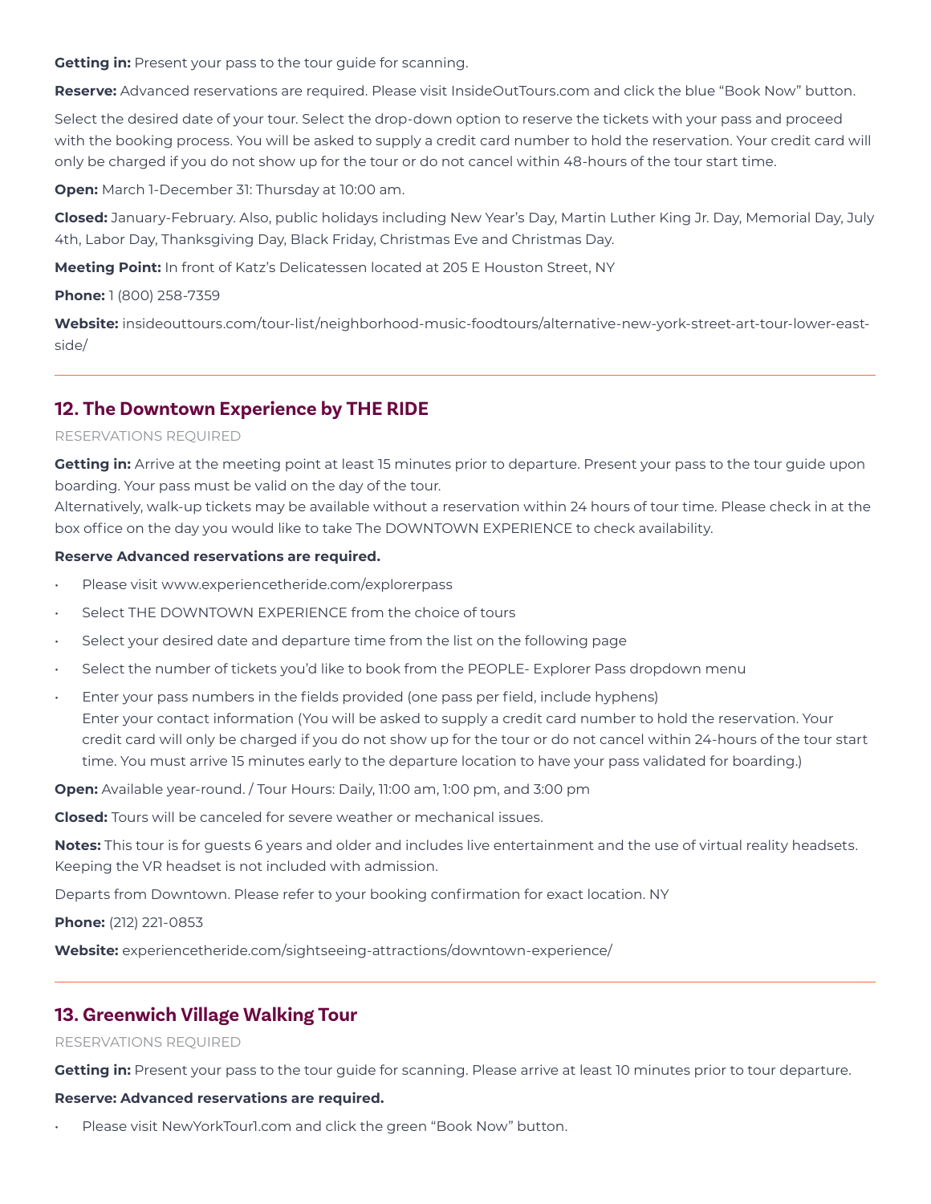**Getting in:** Present your pass to the tour guide for scanning.

**Reserve:** Advanced reservations are required. Please visit InsideOutTours.com and click the blue "Book Now" button.

Select the desired date of your tour. Select the drop-down option to reserve the tickets with your pass and proceed with the booking process. You will be asked to supply a credit card number to hold the reservation. Your credit card will only be charged if you do not show up for the tour or do not cancel within 48-hours of the tour start time.

**Open:** March 1-December 31: Thursday at 10:00 am.

**Closed:** January-February. Also, public holidays including New Year's Day, Martin Luther King Jr. Day, Memorial Day, July 4th, Labor Day, Thanksgiving Day, Black Friday, Christmas Eve and Christmas Day.

**Meeting Point:** In front of Katz's Delicatessen located at 205 E Houston Street, NY

**Phone:** 1 (800) 258-7359

**Website:** insideouttours.com/tour-list/neighborhood-music-foodtours/alternative-new-york-street-art-tour-lower-east-side/

---

## 12. The Downtown Experience by THE RIDE

RESERVATIONS REQUIRED

**Getting in:** Arrive at the meeting point at least 15 minutes prior to departure. Present your pass to the tour guide upon boarding. Your pass must be valid on the day of the tour.
Alternatively, walk-up tickets may be available without a reservation within 24 hours of tour time. Please check in at the box office on the day you would like to take The DOWNTOWN EXPERIENCE to check availability.

**Reserve Advanced reservations are required.**

- Please visit www.experiencetheride.com/explorerpass
- Select THE DOWNTOWN EXPERIENCE from the choice of tours
- Select your desired date and departure time from the list on the following page
- Select the number of tickets you'd like to book from the PEOPLE- Explorer Pass dropdown menu
- Enter your pass numbers in the fields provided (one pass per field, include hyphens)
  Enter your contact information (You will be asked to supply a credit card number to hold the reservation. Your credit card will only be charged if you do not show up for the tour or do not cancel within 24-hours of the tour start time. You must arrive 15 minutes early to the departure location to have your pass validated for boarding.)

**Open:** Available year-round. / Tour Hours: Daily, 11:00 am, 1:00 pm, and 3:00 pm

**Closed:** Tours will be canceled for severe weather or mechanical issues.

**Notes:** This tour is for guests 6 years and older and includes live entertainment and the use of virtual reality headsets. Keeping the VR headset is not included with admission.

Departs from Downtown. Please refer to your booking confirmation for exact location. NY

**Phone:** (212) 221-0853

**Website:** experiencetheride.com/sightseeing-attractions/downtown-experience/

---

## 13. Greenwich Village Walking Tour

RESERVATIONS REQUIRED

**Getting in:** Present your pass to the tour guide for scanning. Please arrive at least 10 minutes prior to tour departure.

**Reserve: Advanced reservations are required.**

- Please visit NewYorkTour1.com and click the green "Book Now" button.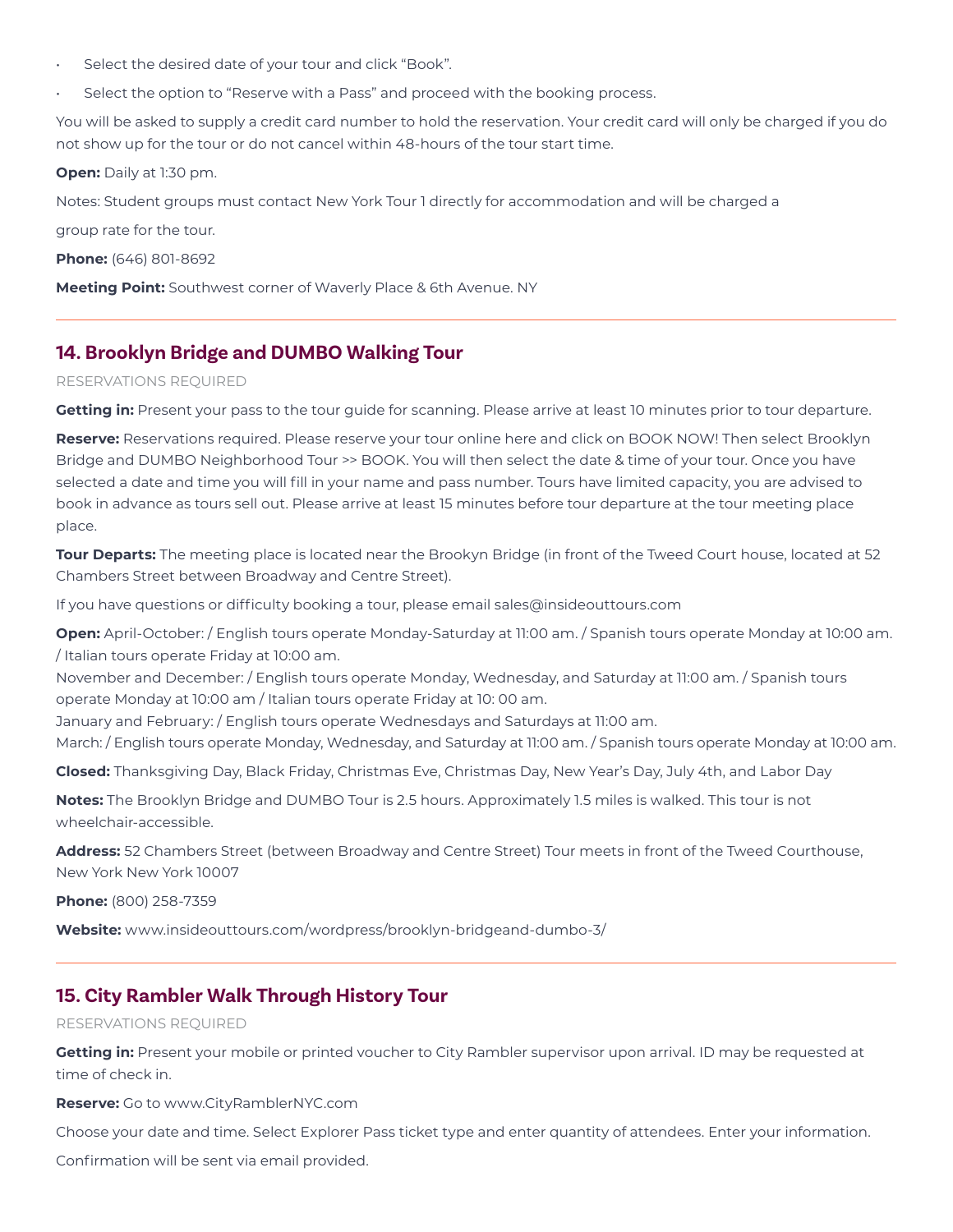- Select the desired date of your tour and click "Book".
- Select the option to "Reserve with a Pass" and proceed with the booking process.

You will be asked to supply a credit card number to hold the reservation. Your credit card will only be charged if you do not show up for the tour or do not cancel within 48-hours of the tour start time.

**Open:** Daily at 1:30 pm.

Notes: Student groups must contact New York Tour 1 directly for accommodation and will be charged a

group rate for the tour.

**Phone:** (646) 801-8692

**Meeting Point:** Southwest corner of Waverly Place & 6th Avenue. NY

---

## 14. Brooklyn Bridge and DUMBO Walking Tour

RESERVATIONS REQUIRED

**Getting in:** Present your pass to the tour guide for scanning. Please arrive at least 10 minutes prior to tour departure.

**Reserve:** Reservations required. Please reserve your tour online here and click on BOOK NOW! Then select Brooklyn Bridge and DUMBO Neighborhood Tour >> BOOK. You will then select the date & time of your tour. Once you have selected a date and time you will fill in your name and pass number. Tours have limited capacity, you are advised to book in advance as tours sell out. Please arrive at least 15 minutes before tour departure at the tour meeting place place.

**Tour Departs:** The meeting place is located near the Brookyn Bridge (in front of the Tweed Court house, located at 52 Chambers Street between Broadway and Centre Street).

If you have questions or difficulty booking a tour, please email sales@insideouttours.com

**Open:** April-October: / English tours operate Monday-Saturday at 11:00 am. / Spanish tours operate Monday at 10:00 am. / Italian tours operate Friday at 10:00 am.
November and December: / English tours operate Monday, Wednesday, and Saturday at 11:00 am. / Spanish tours operate Monday at 10:00 am / Italian tours operate Friday at 10: 00 am.
January and February: / English tours operate Wednesdays and Saturdays at 11:00 am.
March: / English tours operate Monday, Wednesday, and Saturday at 11:00 am. / Spanish tours operate Monday at 10:00 am.

**Closed:** Thanksgiving Day, Black Friday, Christmas Eve, Christmas Day, New Year's Day, July 4th, and Labor Day

**Notes:** The Brooklyn Bridge and DUMBO Tour is 2.5 hours. Approximately 1.5 miles is walked. This tour is not wheelchair-accessible.

**Address:** 52 Chambers Street (between Broadway and Centre Street) Tour meets in front of the Tweed Courthouse, New York New York 10007

**Phone:** (800) 258-7359

**Website:** www.insideouttours.com/wordpress/brooklyn-bridgeand-dumbo-3/

---

## 15. City Rambler Walk Through History Tour

RESERVATIONS REQUIRED

**Getting in:** Present your mobile or printed voucher to City Rambler supervisor upon arrival. ID may be requested at time of check in.

**Reserve:** Go to www.CityRamblerNYC.com

Choose your date and time. Select Explorer Pass ticket type and enter quantity of attendees. Enter your information.

Confirmation will be sent via email provided.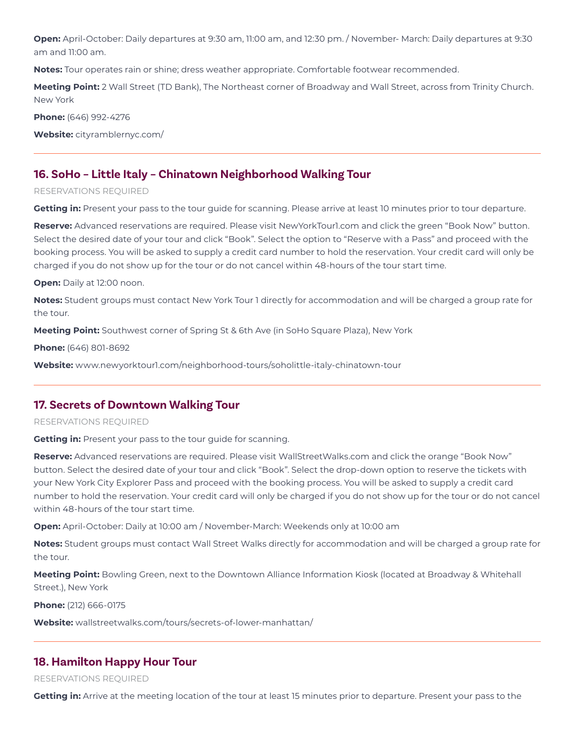**Open:** April-October: Daily departures at 9:30 am, 11:00 am, and 12:30 pm. / November- March: Daily departures at 9:30 am and 11:00 am.

**Notes:** Tour operates rain or shine; dress weather appropriate. Comfortable footwear recommended.

**Meeting Point:** 2 Wall Street (TD Bank), The Northeast corner of Broadway and Wall Street, across from Trinity Church. New York

**Phone:** (646) 992-4276

**Website:** cityramblernyc.com/

---

## 16. SoHo – Little Italy – Chinatown Neighborhood Walking Tour

RESERVATIONS REQUIRED

**Getting in:** Present your pass to the tour guide for scanning. Please arrive at least 10 minutes prior to tour departure.

**Reserve:** Advanced reservations are required. Please visit NewYorkTour1.com and click the green "Book Now" button. Select the desired date of your tour and click "Book". Select the option to "Reserve with a Pass" and proceed with the booking process. You will be asked to supply a credit card number to hold the reservation. Your credit card will only be charged if you do not show up for the tour or do not cancel within 48-hours of the tour start time.

**Open:** Daily at 12:00 noon.

**Notes:** Student groups must contact New York Tour 1 directly for accommodation and will be charged a group rate for the tour.

**Meeting Point:** Southwest corner of Spring St & 6th Ave (in SoHo Square Plaza), New York

**Phone:** (646) 801-8692

**Website:** www.newyorktour1.com/neighborhood-tours/soholittle-italy-chinatown-tour

---

## 17. Secrets of Downtown Walking Tour

RESERVATIONS REQUIRED

**Getting in:** Present your pass to the tour guide for scanning.

**Reserve:** Advanced reservations are required. Please visit WallStreetWalks.com and click the orange "Book Now" button. Select the desired date of your tour and click "Book". Select the drop-down option to reserve the tickets with your New York City Explorer Pass and proceed with the booking process. You will be asked to supply a credit card number to hold the reservation. Your credit card will only be charged if you do not show up for the tour or do not cancel within 48-hours of the tour start time.

**Open:** April-October: Daily at 10:00 am / November-March: Weekends only at 10:00 am

**Notes:** Student groups must contact Wall Street Walks directly for accommodation and will be charged a group rate for the tour.

**Meeting Point:** Bowling Green, next to the Downtown Alliance Information Kiosk (located at Broadway & Whitehall Street.), New York

**Phone:** (212) 666-0175

**Website:** wallstreetwalks.com/tours/secrets-of-lower-manhattan/

---

## 18. Hamilton Happy Hour Tour

RESERVATIONS REQUIRED

**Getting in:** Arrive at the meeting location of the tour at least 15 minutes prior to departure. Present your pass to the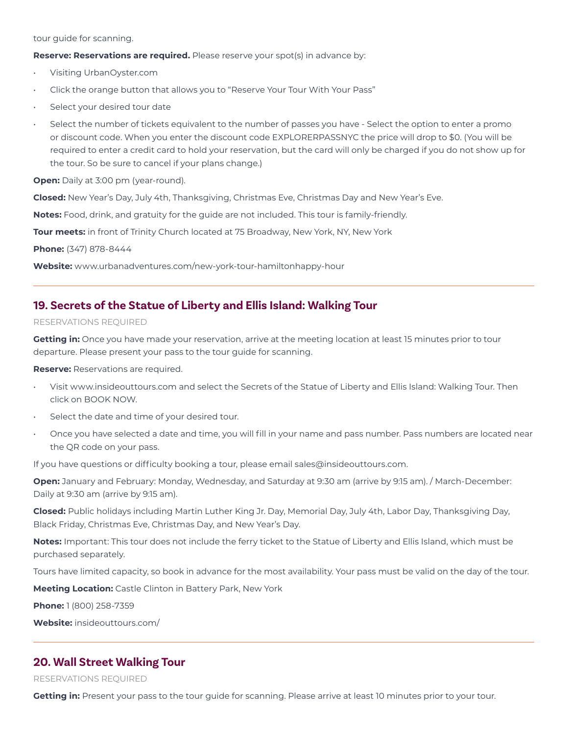tour guide for scanning.

**Reserve: Reservations are required.** Please reserve your spot(s) in advance by:

- Visiting UrbanOyster.com
- Click the orange button that allows you to "Reserve Your Tour With Your Pass"
- Select your desired tour date
- Select the number of tickets equivalent to the number of passes you have - Select the option to enter a promo or discount code. When you enter the discount code EXPLORERPASSNYC the price will drop to $0. (You will be required to enter a credit card to hold your reservation, but the card will only be charged if you do not show up for the tour. So be sure to cancel if your plans change.)

**Open:** Daily at 3:00 pm (year-round).

**Closed:** New Year's Day, July 4th, Thanksgiving, Christmas Eve, Christmas Day and New Year's Eve.

**Notes:** Food, drink, and gratuity for the guide are not included. This tour is family-friendly.

**Tour meets:** in front of Trinity Church located at 75 Broadway, New York, NY, New York

**Phone:** (347) 878-8444

**Website:** www.urbanadventures.com/new-york-tour-hamiltonhappy-hour

---

## 19. Secrets of the Statue of Liberty and Ellis Island: Walking Tour

RESERVATIONS REQUIRED

**Getting in:** Once you have made your reservation, arrive at the meeting location at least 15 minutes prior to tour departure. Please present your pass to the tour guide for scanning.

**Reserve:** Reservations are required.

- Visit www.insideouttours.com and select the Secrets of the Statue of Liberty and Ellis Island: Walking Tour. Then click on BOOK NOW.
- Select the date and time of your desired tour.
- Once you have selected a date and time, you will fill in your name and pass number. Pass numbers are located near the QR code on your pass.

If you have questions or difficulty booking a tour, please email sales@insideouttours.com.

**Open:** January and February: Monday, Wednesday, and Saturday at 9:30 am (arrive by 9:15 am). / March-December: Daily at 9:30 am (arrive by 9:15 am).

**Closed:** Public holidays including Martin Luther King Jr. Day, Memorial Day, July 4th, Labor Day, Thanksgiving Day, Black Friday, Christmas Eve, Christmas Day, and New Year's Day.

**Notes:** Important: This tour does not include the ferry ticket to the Statue of Liberty and Ellis Island, which must be purchased separately.

Tours have limited capacity, so book in advance for the most availability. Your pass must be valid on the day of the tour.

**Meeting Location:** Castle Clinton in Battery Park, New York

**Phone:** 1 (800) 258-7359

**Website:** insideouttours.com/

---

## 20. Wall Street Walking Tour

RESERVATIONS REQUIRED

**Getting in:** Present your pass to the tour guide for scanning. Please arrive at least 10 minutes prior to your tour.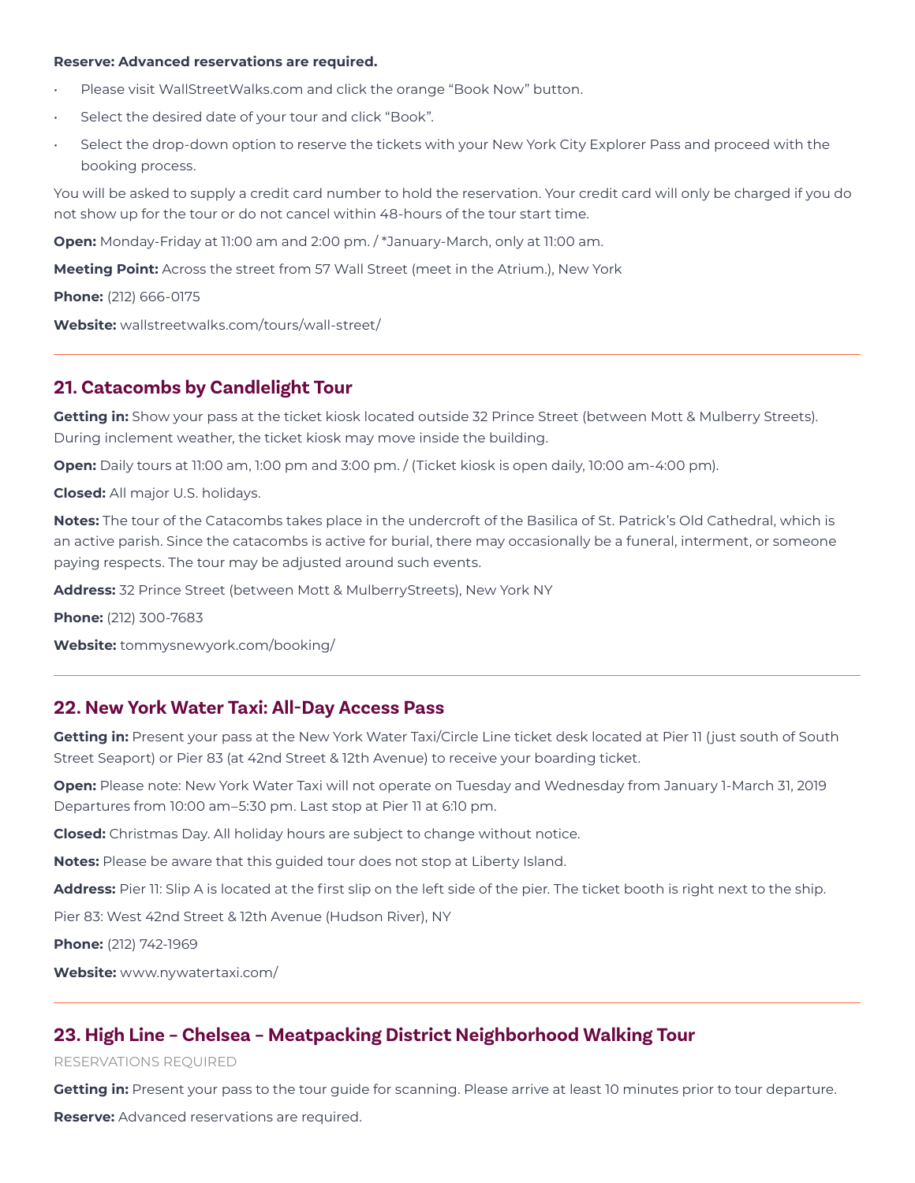**Reserve: Advanced reservations are required.**

- Please visit WallStreetWalks.com and click the orange "Book Now" button.
- Select the desired date of your tour and click "Book".
- Select the drop-down option to reserve the tickets with your New York City Explorer Pass and proceed with the booking process.

You will be asked to supply a credit card number to hold the reservation. Your credit card will only be charged if you do not show up for the tour or do not cancel within 48-hours of the tour start time.

**Open:** Monday-Friday at 11:00 am and 2:00 pm. / *January-March, only at 11:00 am.

**Meeting Point:** Across the street from 57 Wall Street (meet in the Atrium.), New York

**Phone:** (212) 666-0175

**Website:** wallstreetwalks.com/tours/wall-street/

---

## 21. Catacombs by Candlelight Tour

**Getting in:** Show your pass at the ticket kiosk located outside 32 Prince Street (between Mott & Mulberry Streets). During inclement weather, the ticket kiosk may move inside the building.

**Open:** Daily tours at 11:00 am, 1:00 pm and 3:00 pm. / (Ticket kiosk is open daily, 10:00 am-4:00 pm).

**Closed:** All major U.S. holidays.

**Notes:** The tour of the Catacombs takes place in the undercroft of the Basilica of St. Patrick's Old Cathedral, which is an active parish. Since the catacombs is active for burial, there may occasionally be a funeral, interment, or someone paying respects. The tour may be adjusted around such events.

**Address:** 32 Prince Street (between Mott & MulberryStreets), New York NY

**Phone:** (212) 300-7683

**Website:** tommysnewyork.com/booking/

---

## 22. New York Water Taxi: All-Day Access Pass

**Getting in:** Present your pass at the New York Water Taxi/Circle Line ticket desk located at Pier 11 (just south of South Street Seaport) or Pier 83 (at 42nd Street & 12th Avenue) to receive your boarding ticket.

**Open:** Please note: New York Water Taxi will not operate on Tuesday and Wednesday from January 1-March 31, 2019 Departures from 10:00 am–5:30 pm. Last stop at Pier 11 at 6:10 pm.

**Closed:** Christmas Day. All holiday hours are subject to change without notice.

**Notes:** Please be aware that this guided tour does not stop at Liberty Island.

**Address:** Pier 11: Slip A is located at the first slip on the left side of the pier. The ticket booth is right next to the ship.

Pier 83: West 42nd Street & 12th Avenue (Hudson River), NY

**Phone:** (212) 742-1969

**Website:** www.nywatertaxi.com/

---

## 23. High Line – Chelsea – Meatpacking District Neighborhood Walking Tour

RESERVATIONS REQUIRED

**Getting in:** Present your pass to the tour guide for scanning. Please arrive at least 10 minutes prior to tour departure.

**Reserve:** Advanced reservations are required.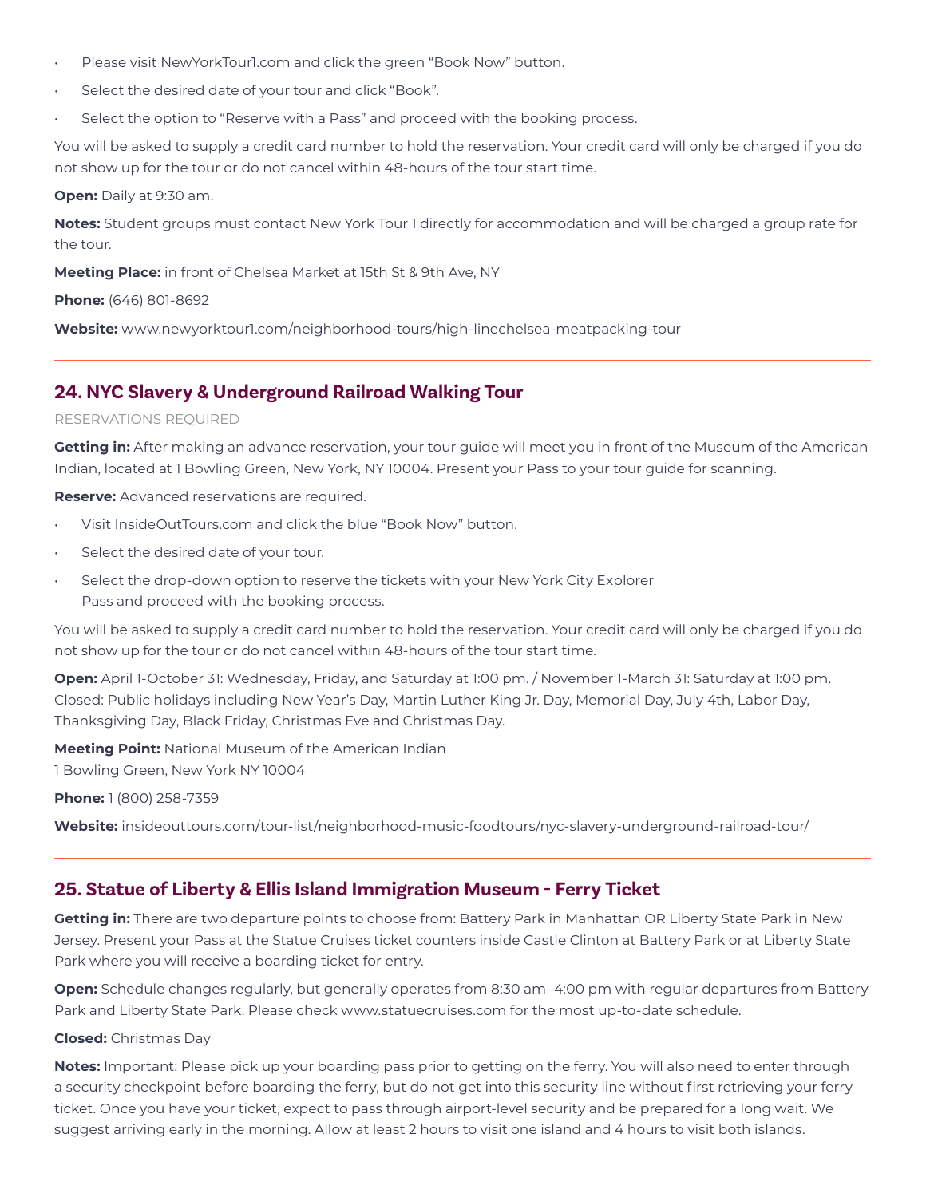- Please visit NewYorkTour1.com and click the green "Book Now" button.
- Select the desired date of your tour and click "Book".
- Select the option to "Reserve with a Pass" and proceed with the booking process.

You will be asked to supply a credit card number to hold the reservation. Your credit card will only be charged if you do not show up for the tour or do not cancel within 48-hours of the tour start time.

**Open:** Daily at 9:30 am.

**Notes:** Student groups must contact New York Tour 1 directly for accommodation and will be charged a group rate for the tour.

**Meeting Place:** in front of Chelsea Market at 15th St & 9th Ave, NY

**Phone:** (646) 801-8692

**Website:** www.newyorktour1.com/neighborhood-tours/high-linechelsea-meatpacking-tour

---

## 24. NYC Slavery & Underground Railroad Walking Tour

RESERVATIONS REQUIRED

**Getting in:** After making an advance reservation, your tour guide will meet you in front of the Museum of the American Indian, located at 1 Bowling Green, New York, NY 10004. Present your Pass to your tour guide for scanning.

**Reserve:** Advanced reservations are required.

- Visit InsideOutTours.com and click the blue "Book Now" button.
- Select the desired date of your tour.
- Select the drop-down option to reserve the tickets with your New York City Explorer Pass and proceed with the booking process.

You will be asked to supply a credit card number to hold the reservation. Your credit card will only be charged if you do not show up for the tour or do not cancel within 48-hours of the tour start time.

**Open:** April 1-October 31: Wednesday, Friday, and Saturday at 1:00 pm. / November 1-March 31: Saturday at 1:00 pm. Closed: Public holidays including New Year's Day, Martin Luther King Jr. Day, Memorial Day, July 4th, Labor Day, Thanksgiving Day, Black Friday, Christmas Eve and Christmas Day.

**Meeting Point:** National Museum of the American Indian
1 Bowling Green, New York NY 10004

**Phone:** 1 (800) 258-7359

**Website:** insideouttours.com/tour-list/neighborhood-music-foodtours/nyc-slavery-underground-railroad-tour/

---

## 25. Statue of Liberty & Ellis Island Immigration Museum - Ferry Ticket

**Getting in:** There are two departure points to choose from: Battery Park in Manhattan OR Liberty State Park in New Jersey. Present your Pass at the Statue Cruises ticket counters inside Castle Clinton at Battery Park or at Liberty State Park where you will receive a boarding ticket for entry.

**Open:** Schedule changes regularly, but generally operates from 8:30 am–4:00 pm with regular departures from Battery Park and Liberty State Park. Please check www.statuecruises.com for the most up-to-date schedule.

**Closed:** Christmas Day

**Notes:** Important: Please pick up your boarding pass prior to getting on the ferry. You will also need to enter through a security checkpoint before boarding the ferry, but do not get into this security line without first retrieving your ferry ticket. Once you have your ticket, expect to pass through airport-level security and be prepared for a long wait. We suggest arriving early in the morning. Allow at least 2 hours to visit one island and 4 hours to visit both islands.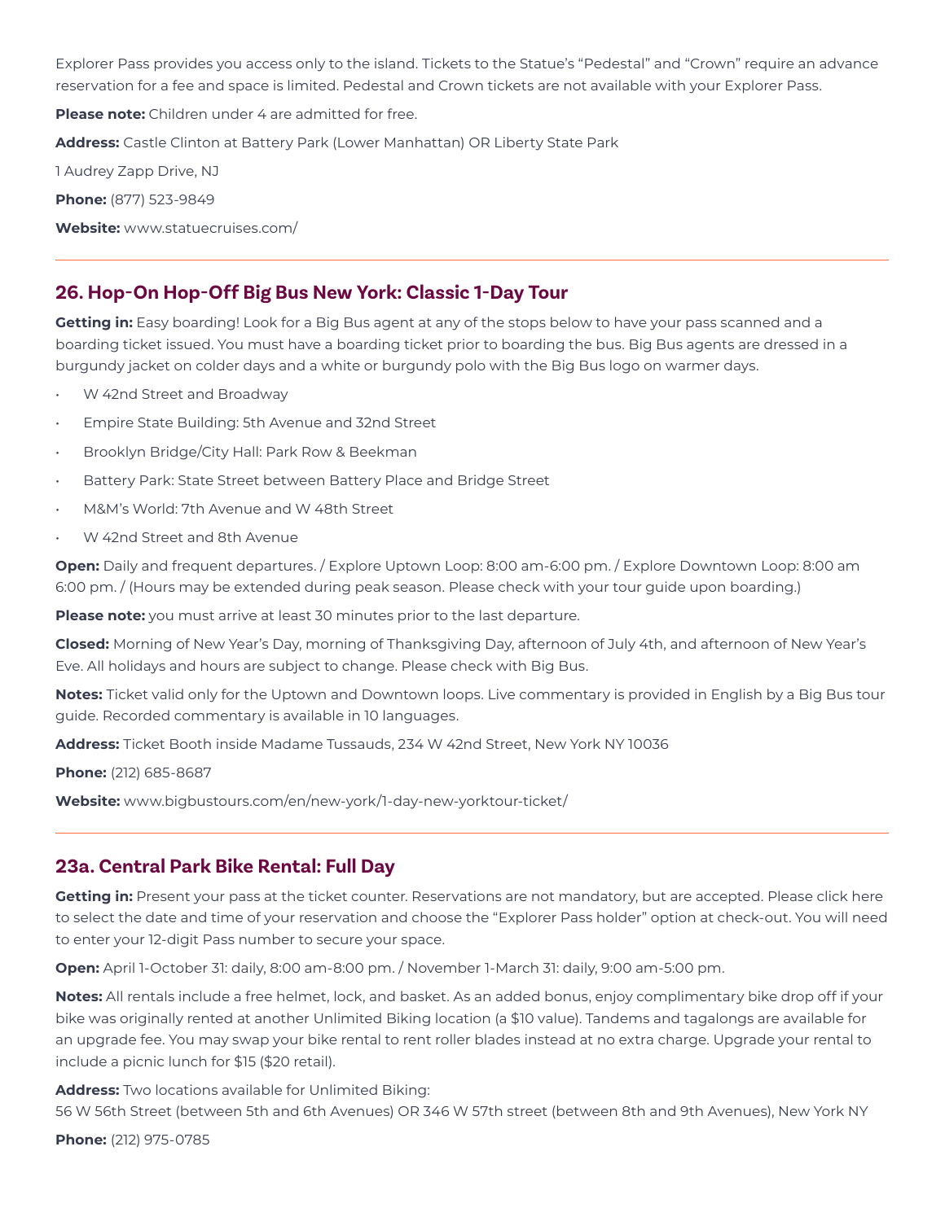Explorer Pass provides you access only to the island. Tickets to the Statue's "Pedestal" and "Crown" require an advance reservation for a fee and space is limited. Pedestal and Crown tickets are not available with your Explorer Pass.

**Please note:** Children under 4 are admitted for free.

**Address:** Castle Clinton at Battery Park (Lower Manhattan) OR Liberty State Park

1 Audrey Zapp Drive, NJ

**Phone:** (877) 523-9849

**Website:** www.statuecruises.com/

---

## 26. Hop-On Hop-Off Big Bus New York: Classic 1-Day Tour

**Getting in:** Easy boarding! Look for a Big Bus agent at any of the stops below to have your pass scanned and a boarding ticket issued. You must have a boarding ticket prior to boarding the bus. Big Bus agents are dressed in a burgundy jacket on colder days and a white or burgundy polo with the Big Bus logo on warmer days.

- W 42nd Street and Broadway
- Empire State Building: 5th Avenue and 32nd Street
- Brooklyn Bridge/City Hall: Park Row & Beekman
- Battery Park: State Street between Battery Place and Bridge Street
- M&M's World: 7th Avenue and W 48th Street
- W 42nd Street and 8th Avenue

**Open:** Daily and frequent departures. / Explore Uptown Loop: 8:00 am-6:00 pm. / Explore Downtown Loop: 8:00 am 6:00 pm. / (Hours may be extended during peak season. Please check with your tour guide upon boarding.)

**Please note:** you must arrive at least 30 minutes prior to the last departure.

**Closed:** Morning of New Year's Day, morning of Thanksgiving Day, afternoon of July 4th, and afternoon of New Year's Eve. All holidays and hours are subject to change. Please check with Big Bus.

**Notes:** Ticket valid only for the Uptown and Downtown loops. Live commentary is provided in English by a Big Bus tour guide. Recorded commentary is available in 10 languages.

**Address:** Ticket Booth inside Madame Tussauds, 234 W 42nd Street, New York NY 10036

**Phone:** (212) 685-8687

**Website:** www.bigbustours.com/en/new-york/1-day-new-yorktour-ticket/

---

## 23a. Central Park Bike Rental: Full Day

**Getting in:** Present your pass at the ticket counter. Reservations are not mandatory, but are accepted. Please click here to select the date and time of your reservation and choose the "Explorer Pass holder" option at check-out. You will need to enter your 12-digit Pass number to secure your space.

**Open:** April 1-October 31: daily, 8:00 am-8:00 pm. / November 1-March 31: daily, 9:00 am-5:00 pm.

**Notes:** All rentals include a free helmet, lock, and basket. As an added bonus, enjoy complimentary bike drop off if your bike was originally rented at another Unlimited Biking location (a $10 value). Tandems and tagalongs are available for an upgrade fee. You may swap your bike rental to rent roller blades instead at no extra charge. Upgrade your rental to include a picnic lunch for $15 ($20 retail).

**Address:** Two locations available for Unlimited Biking:
56 W 56th Street (between 5th and 6th Avenues) OR 346 W 57th street (between 8th and 9th Avenues), New York NY

**Phone:** (212) 975-0785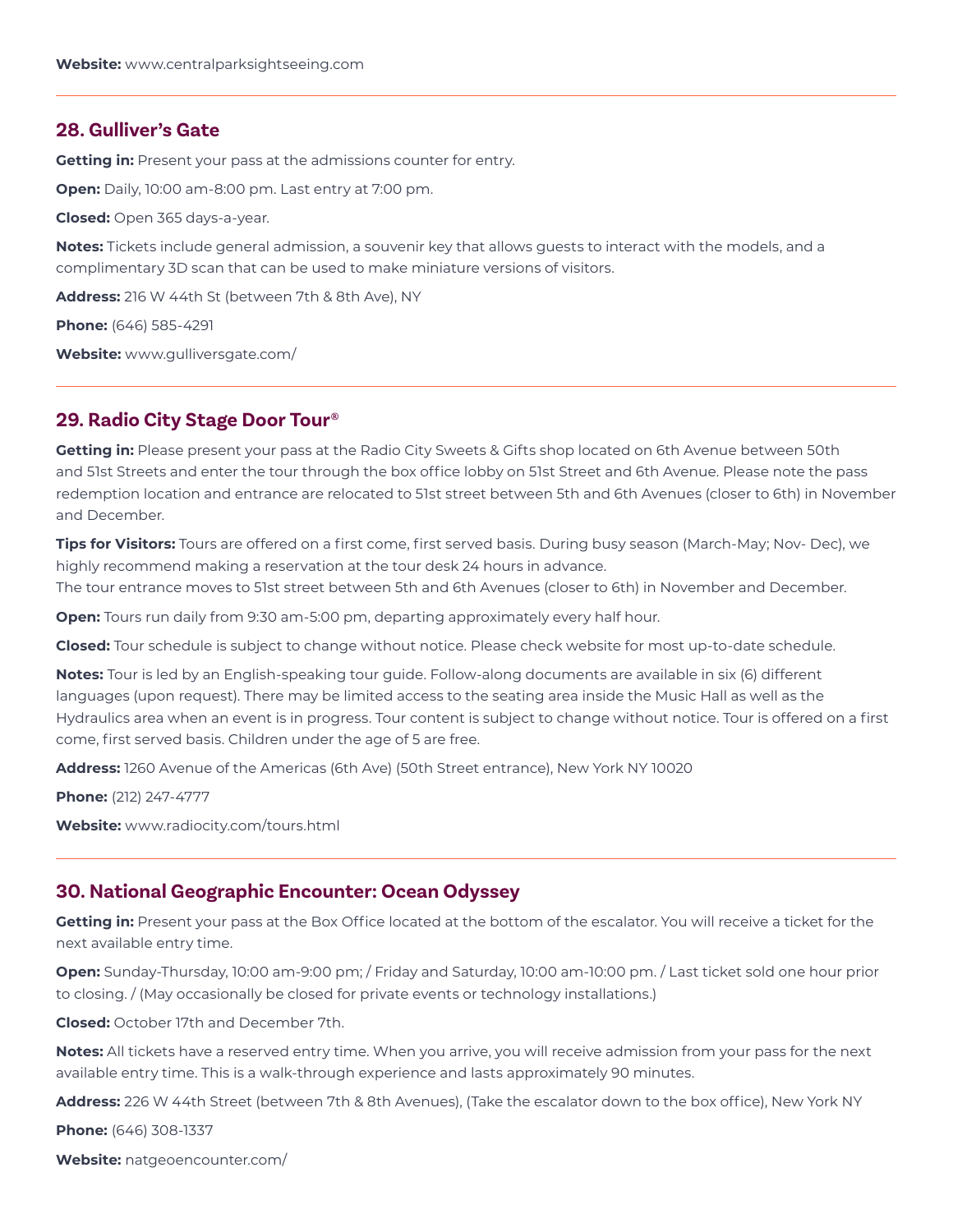**Website:** www.centralparksightseeing.com

---

## 28. Gulliver's Gate

**Getting in:** Present your pass at the admissions counter for entry.

**Open:** Daily, 10:00 am-8:00 pm. Last entry at 7:00 pm.

**Closed:** Open 365 days-a-year.

**Notes:** Tickets include general admission, a souvenir key that allows guests to interact with the models, and a complimentary 3D scan that can be used to make miniature versions of visitors.

**Address:** 216 W 44th St (between 7th & 8th Ave), NY

**Phone:** (646) 585-4291

**Website:** www.gulliversgate.com/

---

## 29. Radio City Stage Door Tour®

**Getting in:** Please present your pass at the Radio City Sweets & Gifts shop located on 6th Avenue between 50th and 51st Streets and enter the tour through the box office lobby on 51st Street and 6th Avenue. Please note the pass redemption location and entrance are relocated to 51st street between 5th and 6th Avenues (closer to 6th) in November and December.

**Tips for Visitors:** Tours are offered on a first come, first served basis. During busy season (March-May; Nov- Dec), we highly recommend making a reservation at the tour desk 24 hours in advance.
The tour entrance moves to 51st street between 5th and 6th Avenues (closer to 6th) in November and December.

**Open:** Tours run daily from 9:30 am-5:00 pm, departing approximately every half hour.

**Closed:** Tour schedule is subject to change without notice. Please check website for most up-to-date schedule.

**Notes:** Tour is led by an English-speaking tour guide. Follow-along documents are available in six (6) different languages (upon request). There may be limited access to the seating area inside the Music Hall as well as the Hydraulics area when an event is in progress. Tour content is subject to change without notice. Tour is offered on a first come, first served basis. Children under the age of 5 are free.

**Address:** 1260 Avenue of the Americas (6th Ave) (50th Street entrance), New York NY 10020

**Phone:** (212) 247-4777

**Website:** www.radiocity.com/tours.html

---

## 30. National Geographic Encounter: Ocean Odyssey

**Getting in:** Present your pass at the Box Office located at the bottom of the escalator. You will receive a ticket for the next available entry time.

**Open:** Sunday-Thursday, 10:00 am-9:00 pm; / Friday and Saturday, 10:00 am-10:00 pm. / Last ticket sold one hour prior to closing. / (May occasionally be closed for private events or technology installations.)

**Closed:** October 17th and December 7th.

**Notes:** All tickets have a reserved entry time. When you arrive, you will receive admission from your pass for the next available entry time. This is a walk-through experience and lasts approximately 90 minutes.

**Address:** 226 W 44th Street (between 7th & 8th Avenues), (Take the escalator down to the box office), New York NY

**Phone:** (646) 308-1337

**Website:** natgeoencounter.com/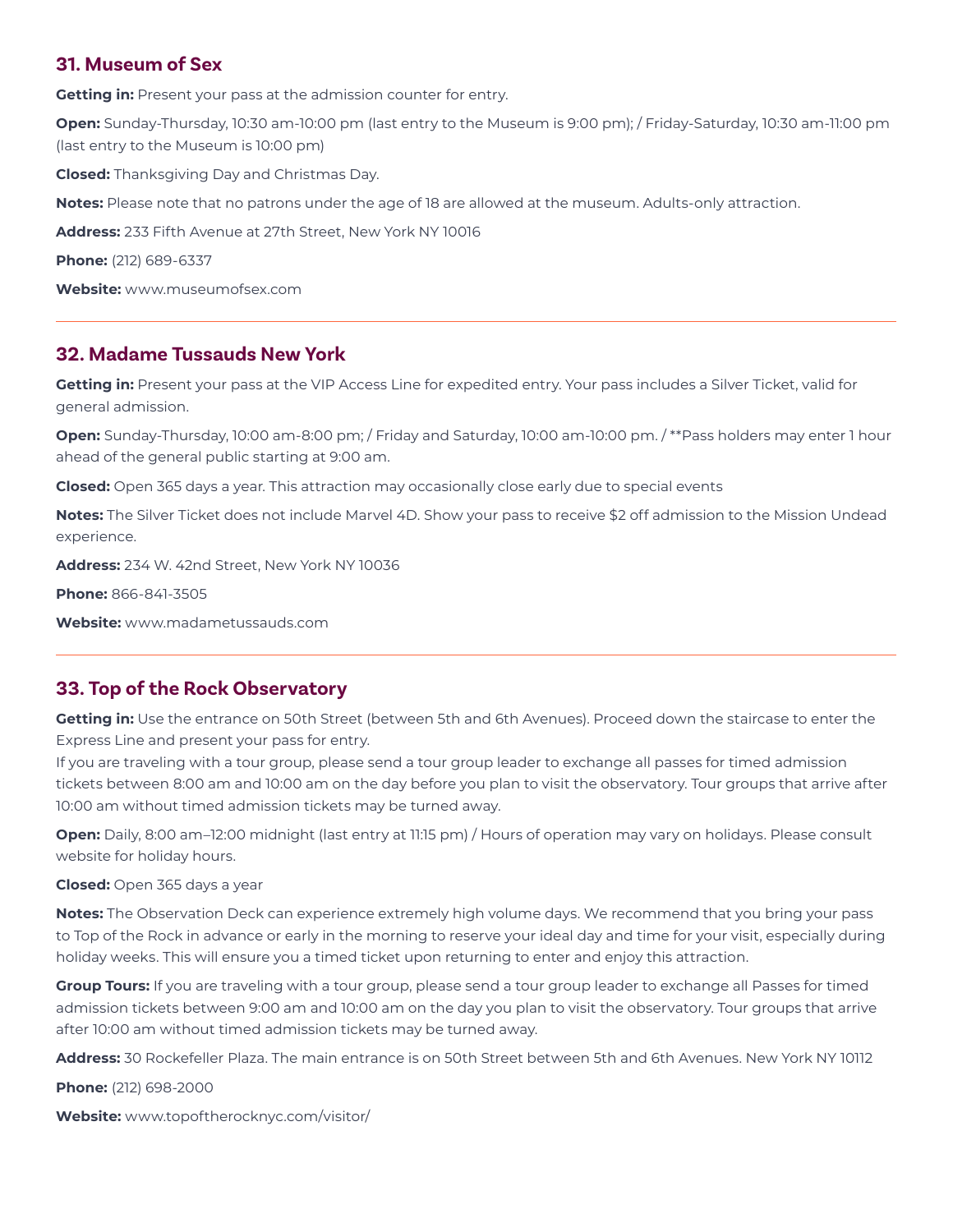### 31. Museum of Sex

**Getting in:** Present your pass at the admission counter for entry.

**Open:** Sunday-Thursday, 10:30 am-10:00 pm (last entry to the Museum is 9:00 pm); / Friday-Saturday, 10:30 am-11:00 pm (last entry to the Museum is 10:00 pm)

**Closed:** Thanksgiving Day and Christmas Day.

**Notes:** Please note that no patrons under the age of 18 are allowed at the museum. Adults-only attraction.

**Address:** 233 Fifth Avenue at 27th Street, New York NY 10016

**Phone:** (212) 689-6337

**Website:** www.museumofsex.com

---

### 32. Madame Tussauds New York

**Getting in:** Present your pass at the VIP Access Line for expedited entry. Your pass includes a Silver Ticket, valid for general admission.

**Open:** Sunday-Thursday, 10:00 am-8:00 pm; / Friday and Saturday, 10:00 am-10:00 pm. / **Pass holders may enter 1 hour ahead of the general public starting at 9:00 am.

**Closed:** Open 365 days a year. This attraction may occasionally close early due to special events

**Notes:** The Silver Ticket does not include Marvel 4D. Show your pass to receive $2 off admission to the Mission Undead experience.

**Address:** 234 W. 42nd Street, New York NY 10036

**Phone:** 866-841-3505

**Website:** www.madametussauds.com

---

### 33. Top of the Rock Observatory

**Getting in:** Use the entrance on 50th Street (between 5th and 6th Avenues). Proceed down the staircase to enter the Express Line and present your pass for entry.
If you are traveling with a tour group, please send a tour group leader to exchange all passes for timed admission tickets between 8:00 am and 10:00 am on the day before you plan to visit the observatory. Tour groups that arrive after 10:00 am without timed admission tickets may be turned away.

**Open:** Daily, 8:00 am–12:00 midnight (last entry at 11:15 pm) / Hours of operation may vary on holidays. Please consult website for holiday hours.

**Closed:** Open 365 days a year

**Notes:** The Observation Deck can experience extremely high volume days. We recommend that you bring your pass to Top of the Rock in advance or early in the morning to reserve your ideal day and time for your visit, especially during holiday weeks. This will ensure you a timed ticket upon returning to enter and enjoy this attraction.

**Group Tours:** If you are traveling with a tour group, please send a tour group leader to exchange all Passes for timed admission tickets between 9:00 am and 10:00 am on the day you plan to visit the observatory. Tour groups that arrive after 10:00 am without timed admission tickets may be turned away.

**Address:** 30 Rockefeller Plaza. The main entrance is on 50th Street between 5th and 6th Avenues. New York NY 10112

**Phone:** (212) 698-2000

**Website:** www.topoftherocknyc.com/visitor/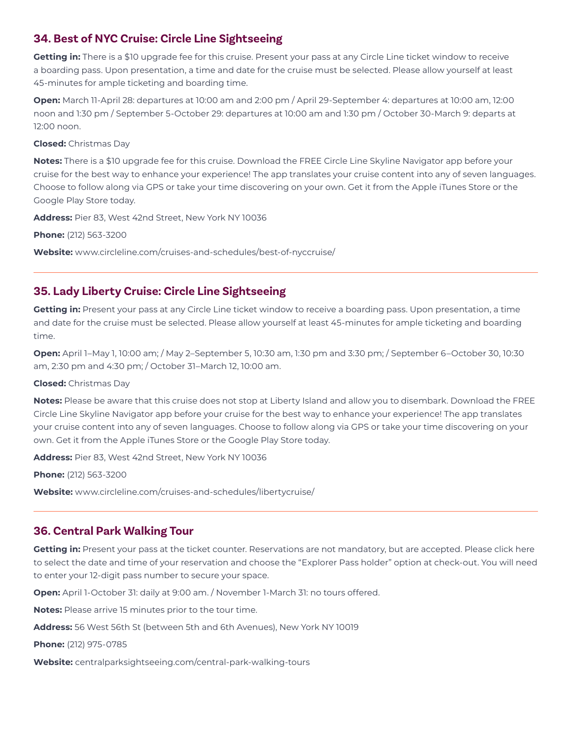## 34. Best of NYC Cruise: Circle Line Sightseeing

**Getting in:** There is a $10 upgrade fee for this cruise. Present your pass at any Circle Line ticket window to receive a boarding pass. Upon presentation, a time and date for the cruise must be selected. Please allow yourself at least 45-minutes for ample ticketing and boarding time.

**Open:** March 11-April 28: departures at 10:00 am and 2:00 pm / April 29-September 4: departures at 10:00 am, 12:00 noon and 1:30 pm / September 5-October 29: departures at 10:00 am and 1:30 pm / October 30-March 9: departs at 12:00 noon.

**Closed:** Christmas Day

**Notes:** There is a $10 upgrade fee for this cruise. Download the FREE Circle Line Skyline Navigator app before your cruise for the best way to enhance your experience! The app translates your cruise content into any of seven languages. Choose to follow along via GPS or take your time discovering on your own. Get it from the Apple iTunes Store or the Google Play Store today.

**Address:** Pier 83, West 42nd Street, New York NY 10036

**Phone:** (212) 563-3200

**Website:** www.circleline.com/cruises-and-schedules/best-of-nyccruise/

---

## 35. Lady Liberty Cruise: Circle Line Sightseeing

**Getting in:** Present your pass at any Circle Line ticket window to receive a boarding pass. Upon presentation, a time and date for the cruise must be selected. Please allow yourself at least 45-minutes for ample ticketing and boarding time.

**Open:** April 1–May 1, 10:00 am; / May 2–September 5, 10:30 am, 1:30 pm and 3:30 pm; / September 6–October 30, 10:30 am, 2:30 pm and 4:30 pm; / October 31–March 12, 10:00 am.

**Closed:** Christmas Day

**Notes:** Please be aware that this cruise does not stop at Liberty Island and allow you to disembark. Download the FREE Circle Line Skyline Navigator app before your cruise for the best way to enhance your experience! The app translates your cruise content into any of seven languages. Choose to follow along via GPS or take your time discovering on your own. Get it from the Apple iTunes Store or the Google Play Store today.

**Address:** Pier 83, West 42nd Street, New York NY 10036

**Phone:** (212) 563-3200

**Website:** www.circleline.com/cruises-and-schedules/libertycruise/

---

## 36. Central Park Walking Tour

**Getting in:** Present your pass at the ticket counter. Reservations are not mandatory, but are accepted. Please click here to select the date and time of your reservation and choose the "Explorer Pass holder" option at check-out. You will need to enter your 12-digit pass number to secure your space.

**Open:** April 1-October 31: daily at 9:00 am. / November 1-March 31: no tours offered.

**Notes:** Please arrive 15 minutes prior to the tour time.

**Address:** 56 West 56th St (between 5th and 6th Avenues), New York NY 10019

**Phone:** (212) 975-0785

**Website:** centralparksightseeing.com/central-park-walking-tours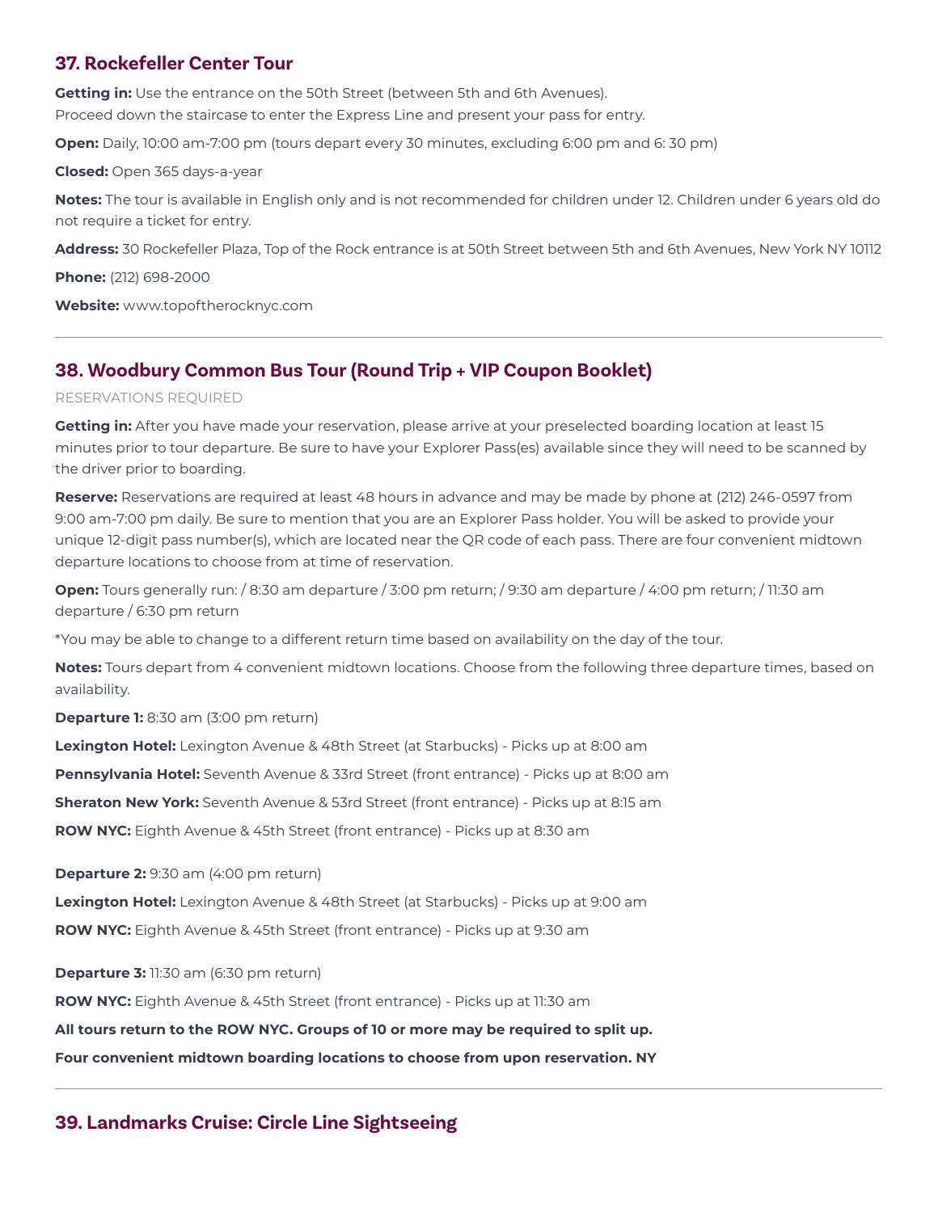### 37. Rockefeller Center Tour

**Getting in:** Use the entrance on the 50th Street (between 5th and 6th Avenues).
Proceed down the staircase to enter the Express Line and present your pass for entry.

**Open:** Daily, 10:00 am-7:00 pm (tours depart every 30 minutes, excluding 6:00 pm and 6: 30 pm)

**Closed:** Open 365 days-a-year

**Notes:** The tour is available in English only and is not recommended for children under 12. Children under 6 years old do not require a ticket for entry.

**Address:** 30 Rockefeller Plaza, Top of the Rock entrance is at 50th Street between 5th and 6th Avenues, New York NY 10112

**Phone:** (212) 698-2000

**Website:** www.topoftherocknyc.com

---

### 38. Woodbury Common Bus Tour (Round Trip + VIP Coupon Booklet)

RESERVATIONS REQUIRED

**Getting in:** After you have made your reservation, please arrive at your preselected boarding location at least 15 minutes prior to tour departure. Be sure to have your Explorer Pass(es) available since they will need to be scanned by the driver prior to boarding.

**Reserve:** Reservations are required at least 48 hours in advance and may be made by phone at (212) 246-0597 from 9:00 am-7:00 pm daily. Be sure to mention that you are an Explorer Pass holder. You will be asked to provide your unique 12-digit pass number(s), which are located near the QR code of each pass. There are four convenient midtown departure locations to choose from at time of reservation.

**Open:** Tours generally run: / 8:30 am departure / 3:00 pm return; / 9:30 am departure / 4:00 pm return; / 11:30 am departure / 6:30 pm return

*You may be able to change to a different return time based on availability on the day of the tour.

**Notes:** Tours depart from 4 convenient midtown locations. Choose from the following three departure times, based on availability.

**Departure 1:** 8:30 am (3:00 pm return)

**Lexington Hotel:** Lexington Avenue & 48th Street (at Starbucks) - Picks up at 8:00 am

**Pennsylvania Hotel:** Seventh Avenue & 33rd Street (front entrance) - Picks up at 8:00 am

**Sheraton New York:** Seventh Avenue & 53rd Street (front entrance) - Picks up at 8:15 am

**ROW NYC:** Eighth Avenue & 45th Street (front entrance) - Picks up at 8:30 am

**Departure 2:** 9:30 am (4:00 pm return)

**Lexington Hotel:** Lexington Avenue & 48th Street (at Starbucks) - Picks up at 9:00 am

**ROW NYC:** Eighth Avenue & 45th Street (front entrance) - Picks up at 9:30 am

**Departure 3:** 11:30 am (6:30 pm return)

**ROW NYC:** Eighth Avenue & 45th Street (front entrance) - Picks up at 11:30 am

**All tours return to the ROW NYC. Groups of 10 or more may be required to split up.**

**Four convenient midtown boarding locations to choose from upon reservation. NY**

---

### 39. Landmarks Cruise: Circle Line Sightseeing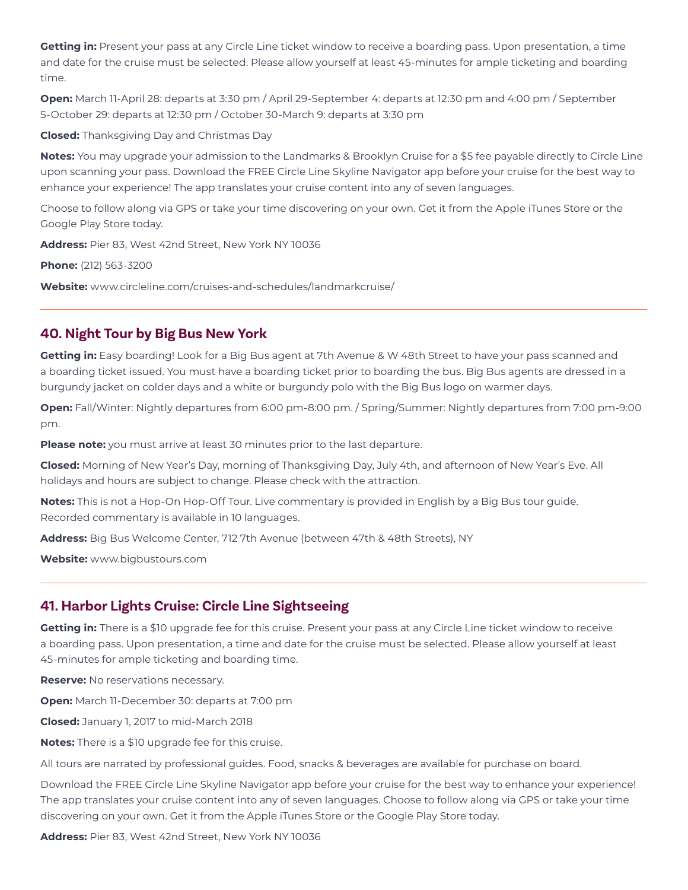**Getting in:** Present your pass at any Circle Line ticket window to receive a boarding pass. Upon presentation, a time and date for the cruise must be selected. Please allow yourself at least 45-minutes for ample ticketing and boarding time.

**Open:** March 11-April 28: departs at 3:30 pm / April 29-September 4: departs at 12:30 pm and 4:00 pm / September 5-October 29: departs at 12:30 pm / October 30-March 9: departs at 3:30 pm

**Closed:** Thanksgiving Day and Christmas Day

**Notes:** You may upgrade your admission to the Landmarks & Brooklyn Cruise for a $5 fee payable directly to Circle Line upon scanning your pass. Download the FREE Circle Line Skyline Navigator app before your cruise for the best way to enhance your experience! The app translates your cruise content into any of seven languages.

Choose to follow along via GPS or take your time discovering on your own. Get it from the Apple iTunes Store or the Google Play Store today.

**Address:** Pier 83, West 42nd Street, New York NY 10036

**Phone:** (212) 563-3200

**Website:** www.circleline.com/cruises-and-schedules/landmarkcruise/

---

## 40. Night Tour by Big Bus New York

**Getting in:** Easy boarding! Look for a Big Bus agent at 7th Avenue & W 48th Street to have your pass scanned and a boarding ticket issued. You must have a boarding ticket prior to boarding the bus. Big Bus agents are dressed in a burgundy jacket on colder days and a white or burgundy polo with the Big Bus logo on warmer days.

**Open:** Fall/Winter: Nightly departures from 6:00 pm-8:00 pm. / Spring/Summer: Nightly departures from 7:00 pm-9:00 pm.

**Please note:** you must arrive at least 30 minutes prior to the last departure.

**Closed:** Morning of New Year's Day, morning of Thanksgiving Day, July 4th, and afternoon of New Year's Eve. All holidays and hours are subject to change. Please check with the attraction.

**Notes:** This is not a Hop-On Hop-Off Tour. Live commentary is provided in English by a Big Bus tour guide. Recorded commentary is available in 10 languages.

**Address:** Big Bus Welcome Center, 712 7th Avenue (between 47th & 48th Streets), NY

**Website:** www.bigbustours.com

---

## 41. Harbor Lights Cruise: Circle Line Sightseeing

**Getting in:** There is a $10 upgrade fee for this cruise. Present your pass at any Circle Line ticket window to receive a boarding pass. Upon presentation, a time and date for the cruise must be selected. Please allow yourself at least 45-minutes for ample ticketing and boarding time.

**Reserve:** No reservations necessary.

**Open:** March 11-December 30: departs at 7:00 pm

**Closed:** January 1, 2017 to mid-March 2018

**Notes:** There is a $10 upgrade fee for this cruise.

All tours are narrated by professional guides. Food, snacks & beverages are available for purchase on board.

Download the FREE Circle Line Skyline Navigator app before your cruise for the best way to enhance your experience! The app translates your cruise content into any of seven languages. Choose to follow along via GPS or take your time discovering on your own. Get it from the Apple iTunes Store or the Google Play Store today.

**Address:** Pier 83, West 42nd Street, New York NY 10036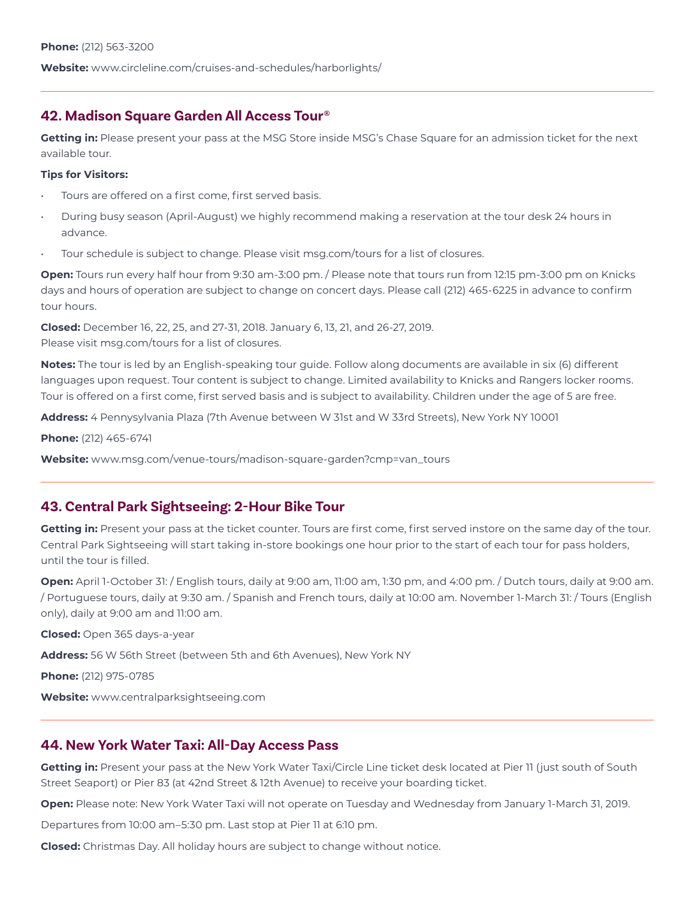**Phone:** (212) 563-3200

**Website:** www.circleline.com/cruises-and-schedules/harborlights/

---

## 42. Madison Square Garden All Access Tour®

**Getting in:** Please present your pass at the MSG Store inside MSG's Chase Square for an admission ticket for the next available tour.

**Tips for Visitors:**

- Tours are offered on a first come, first served basis.
- During busy season (April-August) we highly recommend making a reservation at the tour desk 24 hours in advance.
- Tour schedule is subject to change. Please visit msg.com/tours for a list of closures.

**Open:** Tours run every half hour from 9:30 am-3:00 pm. / Please note that tours run from 12:15 pm-3:00 pm on Knicks days and hours of operation are subject to change on concert days. Please call (212) 465-6225 in advance to confirm tour hours.

**Closed:** December 16, 22, 25, and 27-31, 2018. January 6, 13, 21, and 26-27, 2019.
Please visit msg.com/tours for a list of closures.

**Notes:** The tour is led by an English-speaking tour guide. Follow along documents are available in six (6) different languages upon request. Tour content is subject to change. Limited availability to Knicks and Rangers locker rooms. Tour is offered on a first come, first served basis and is subject to availability. Children under the age of 5 are free.

**Address:** 4 Pennysylvania Plaza (7th Avenue between W 31st and W 33rd Streets), New York NY 10001

**Phone:** (212) 465-6741

**Website:** www.msg.com/venue-tours/madison-square-garden?cmp=van_tours

---

## 43. Central Park Sightseeing: 2-Hour Bike Tour

**Getting in:** Present your pass at the ticket counter. Tours are first come, first served instore on the same day of the tour. Central Park Sightseeing will start taking in-store bookings one hour prior to the start of each tour for pass holders, until the tour is filled.

**Open:** April 1-October 31: / English tours, daily at 9:00 am, 11:00 am, 1:30 pm, and 4:00 pm. / Dutch tours, daily at 9:00 am. / Portuguese tours, daily at 9:30 am. / Spanish and French tours, daily at 10:00 am. November 1-March 31: / Tours (English only), daily at 9:00 am and 11:00 am.

**Closed:** Open 365 days-a-year

**Address:** 56 W 56th Street (between 5th and 6th Avenues), New York NY

**Phone:** (212) 975-0785

**Website:** www.centralparksightseeing.com

---

## 44. New York Water Taxi: All-Day Access Pass

**Getting in:** Present your pass at the New York Water Taxi/Circle Line ticket desk located at Pier 11 (just south of South Street Seaport) or Pier 83 (at 42nd Street & 12th Avenue) to receive your boarding ticket.

**Open:** Please note: New York Water Taxi will not operate on Tuesday and Wednesday from January 1-March 31, 2019.

Departures from 10:00 am–5:30 pm. Last stop at Pier 11 at 6:10 pm.

**Closed:** Christmas Day. All holiday hours are subject to change without notice.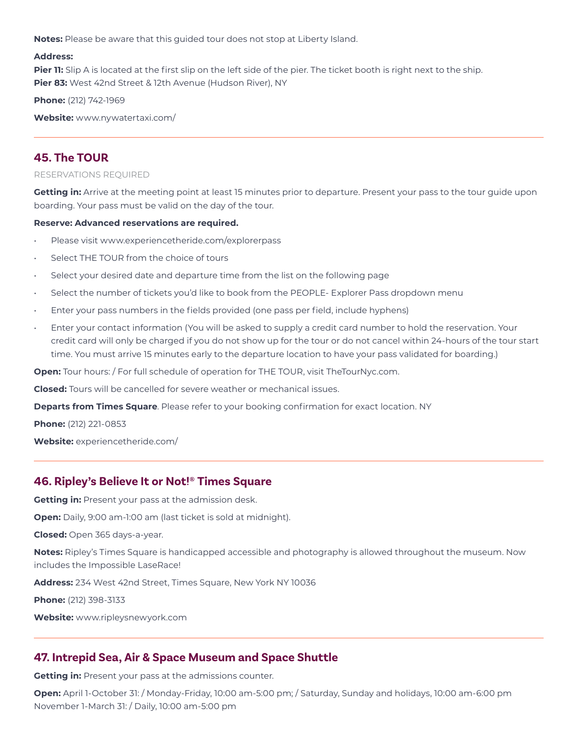**Notes:** Please be aware that this guided tour does not stop at Liberty Island.

**Address:**
**Pier 11:** Slip A is located at the first slip on the left side of the pier. The ticket booth is right next to the ship.
**Pier 83:** West 42nd Street & 12th Avenue (Hudson River), NY

**Phone:** (212) 742-1969

**Website:** www.nywatertaxi.com/

---

## 45. The TOUR

RESERVATIONS REQUIRED

**Getting in:** Arrive at the meeting point at least 15 minutes prior to departure. Present your pass to the tour guide upon boarding. Your pass must be valid on the day of the tour.

**Reserve: Advanced reservations are required.**

- Please visit www.experiencetheride.com/explorerpass
- Select THE TOUR from the choice of tours
- Select your desired date and departure time from the list on the following page
- Select the number of tickets you'd like to book from the PEOPLE- Explorer Pass dropdown menu
- Enter your pass numbers in the fields provided (one pass per field, include hyphens)
- Enter your contact information (You will be asked to supply a credit card number to hold the reservation. Your credit card will only be charged if you do not show up for the tour or do not cancel within 24-hours of the tour start time. You must arrive 15 minutes early to the departure location to have your pass validated for boarding.)

**Open:** Tour hours: / For full schedule of operation for THE TOUR, visit TheTourNyc.com.

**Closed:** Tours will be cancelled for severe weather or mechanical issues.

**Departs from Times Square**. Please refer to your booking confirmation for exact location. NY

**Phone:** (212) 221-0853

**Website:** experiencetheride.com/

---

## 46. Ripley's Believe It or Not!® Times Square

**Getting in:** Present your pass at the admission desk.

**Open:** Daily, 9:00 am-1:00 am (last ticket is sold at midnight).

**Closed:** Open 365 days-a-year.

**Notes:** Ripley's Times Square is handicapped accessible and photography is allowed throughout the museum. Now includes the Impossible LaseRace!

**Address:** 234 West 42nd Street, Times Square, New York NY 10036

**Phone:** (212) 398-3133

**Website:** www.ripleysnewyork.com

---

## 47. Intrepid Sea, Air & Space Museum and Space Shuttle

**Getting in:** Present your pass at the admissions counter.

**Open:** April 1-October 31: / Monday-Friday, 10:00 am-5:00 pm; / Saturday, Sunday and holidays, 10:00 am-6:00 pm
November 1-March 31: / Daily, 10:00 am-5:00 pm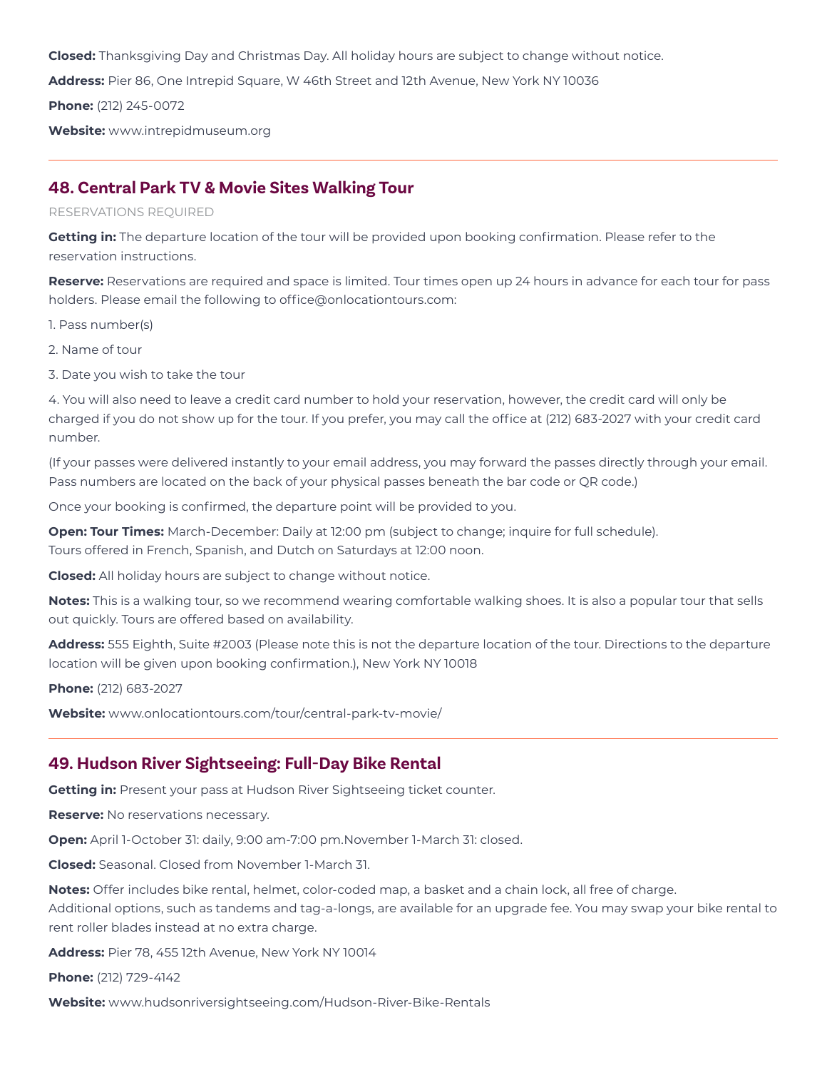**Closed:** Thanksgiving Day and Christmas Day. All holiday hours are subject to change without notice.

**Address:** Pier 86, One Intrepid Square, W 46th Street and 12th Avenue, New York NY 10036

**Phone:** (212) 245-0072

**Website:** www.intrepidmuseum.org

---

## 48. Central Park TV & Movie Sites Walking Tour

RESERVATIONS REQUIRED

**Getting in:** The departure location of the tour will be provided upon booking confirmation. Please refer to the reservation instructions.

**Reserve:** Reservations are required and space is limited. Tour times open up 24 hours in advance for each tour for pass holders. Please email the following to office@onlocationtours.com:

1. Pass number(s)

2. Name of tour

3. Date you wish to take the tour

4. You will also need to leave a credit card number to hold your reservation, however, the credit card will only be charged if you do not show up for the tour. If you prefer, you may call the office at (212) 683-2027 with your credit card number.

(If your passes were delivered instantly to your email address, you may forward the passes directly through your email. Pass numbers are located on the back of your physical passes beneath the bar code or QR code.)

Once your booking is confirmed, the departure point will be provided to you.

**Open: Tour Times:** March-December: Daily at 12:00 pm (subject to change; inquire for full schedule).
Tours offered in French, Spanish, and Dutch on Saturdays at 12:00 noon.

**Closed:** All holiday hours are subject to change without notice.

**Notes:** This is a walking tour, so we recommend wearing comfortable walking shoes. It is also a popular tour that sells out quickly. Tours are offered based on availability.

**Address:** 555 Eighth, Suite #2003 (Please note this is not the departure location of the tour. Directions to the departure location will be given upon booking confirmation.), New York NY 10018

**Phone:** (212) 683-2027

**Website:** www.onlocationtours.com/tour/central-park-tv-movie/

---

## 49. Hudson River Sightseeing: Full-Day Bike Rental

**Getting in:** Present your pass at Hudson River Sightseeing ticket counter.

**Reserve:** No reservations necessary.

**Open:** April 1-October 31: daily, 9:00 am-7:00 pm.November 1-March 31: closed.

**Closed:** Seasonal. Closed from November 1-March 31.

**Notes:** Offer includes bike rental, helmet, color-coded map, a basket and a chain lock, all free of charge.
Additional options, such as tandems and tag-a-longs, are available for an upgrade fee. You may swap your bike rental to rent roller blades instead at no extra charge.

**Address:** Pier 78, 455 12th Avenue, New York NY 10014

**Phone:** (212) 729-4142

**Website:** www.hudsonriversightseeing.com/Hudson-River-Bike-Rentals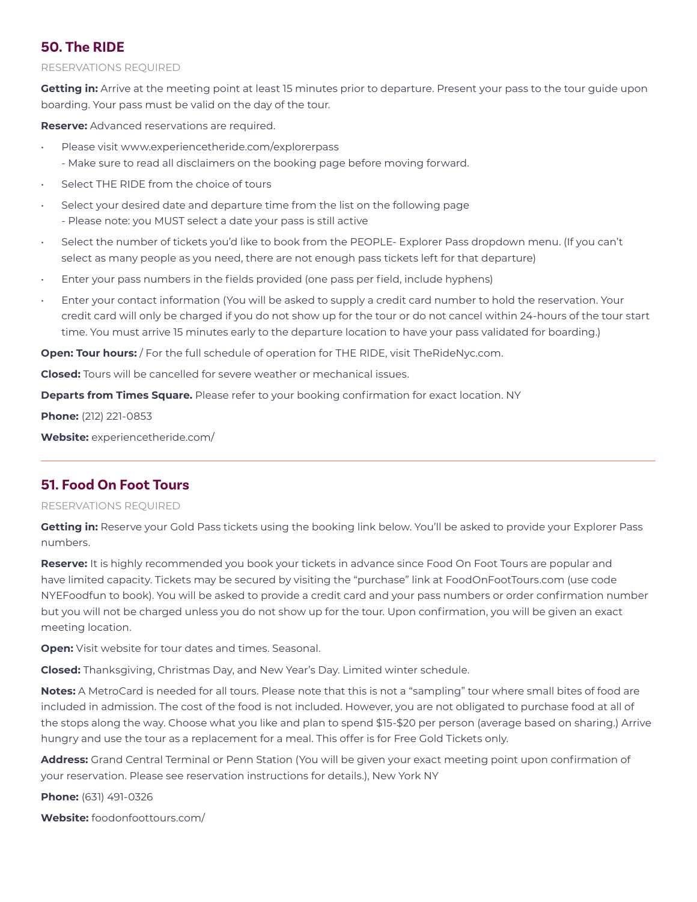## 50. The RIDE

RESERVATIONS REQUIRED

**Getting in:** Arrive at the meeting point at least 15 minutes prior to departure. Present your pass to the tour guide upon boarding. Your pass must be valid on the day of the tour.

**Reserve:** Advanced reservations are required.

- Please visit www.experiencetheride.com/explorerpass
  - Make sure to read all disclaimers on the booking page before moving forward.
- Select THE RIDE from the choice of tours
- Select your desired date and departure time from the list on the following page
  - Please note: you MUST select a date your pass is still active
- Select the number of tickets you'd like to book from the PEOPLE- Explorer Pass dropdown menu. (If you can't select as many people as you need, there are not enough pass tickets left for that departure)
- Enter your pass numbers in the fields provided (one pass per field, include hyphens)
- Enter your contact information (You will be asked to supply a credit card number to hold the reservation. Your credit card will only be charged if you do not show up for the tour or do not cancel within 24-hours of the tour start time. You must arrive 15 minutes early to the departure location to have your pass validated for boarding.)

**Open: Tour hours:** / For the full schedule of operation for THE RIDE, visit TheRideNyc.com.

**Closed:** Tours will be cancelled for severe weather or mechanical issues.

**Departs from Times Square.** Please refer to your booking confirmation for exact location. NY

**Phone:** (212) 221-0853

**Website:** experiencetheride.com/

---

## 51. Food On Foot Tours

RESERVATIONS REQUIRED

**Getting in:** Reserve your Gold Pass tickets using the booking link below. You'll be asked to provide your Explorer Pass numbers.

**Reserve:** It is highly recommended you book your tickets in advance since Food On Foot Tours are popular and have limited capacity. Tickets may be secured by visiting the "purchase" link at FoodOnFootTours.com (use code NYEFoodfun to book). You will be asked to provide a credit card and your pass numbers or order confirmation number but you will not be charged unless you do not show up for the tour. Upon confirmation, you will be given an exact meeting location.

**Open:** Visit website for tour dates and times. Seasonal.

**Closed:** Thanksgiving, Christmas Day, and New Year's Day. Limited winter schedule.

**Notes:** A MetroCard is needed for all tours. Please note that this is not a "sampling" tour where small bites of food are included in admission. The cost of the food is not included. However, you are not obligated to purchase food at all of the stops along the way. Choose what you like and plan to spend $15-$20 per person (average based on sharing.) Arrive hungry and use the tour as a replacement for a meal. This offer is for Free Gold Tickets only.

**Address:** Grand Central Terminal or Penn Station (You will be given your exact meeting point upon confirmation of your reservation. Please see reservation instructions for details.), New York NY

**Phone:** (631) 491-0326

**Website:** foodonfoottours.com/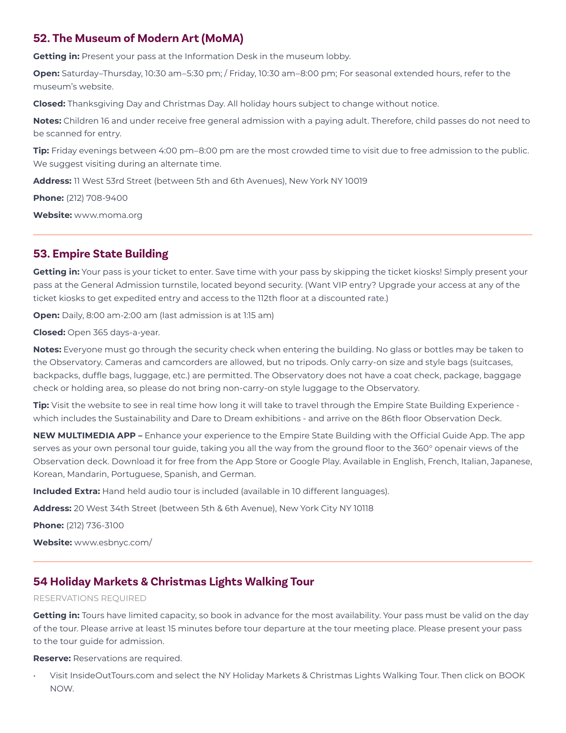## 52. The Museum of Modern Art (MoMA)

**Getting in:** Present your pass at the Information Desk in the museum lobby.

**Open:** Saturday–Thursday, 10:30 am–5:30 pm; / Friday, 10:30 am–8:00 pm; For seasonal extended hours, refer to the museum's website.

**Closed:** Thanksgiving Day and Christmas Day. All holiday hours subject to change without notice.

**Notes:** Children 16 and under receive free general admission with a paying adult. Therefore, child passes do not need to be scanned for entry.

**Tip:** Friday evenings between 4:00 pm–8:00 pm are the most crowded time to visit due to free admission to the public. We suggest visiting during an alternate time.

**Address:** 11 West 53rd Street (between 5th and 6th Avenues), New York NY 10019

**Phone:** (212) 708-9400

**Website:** www.moma.org

---

## 53. Empire State Building

**Getting in:** Your pass is your ticket to enter. Save time with your pass by skipping the ticket kiosks! Simply present your pass at the General Admission turnstile, located beyond security. (Want VIP entry? Upgrade your access at any of the ticket kiosks to get expedited entry and access to the 112th floor at a discounted rate.)

**Open:** Daily, 8:00 am-2:00 am (last admission is at 1:15 am)

**Closed:** Open 365 days-a-year.

**Notes:** Everyone must go through the security check when entering the building. No glass or bottles may be taken to the Observatory. Cameras and camcorders are allowed, but no tripods. Only carry-on size and style bags (suitcases, backpacks, duffle bags, luggage, etc.) are permitted. The Observatory does not have a coat check, package, baggage check or holding area, so please do not bring non-carry-on style luggage to the Observatory.

**Tip:** Visit the website to see in real time how long it will take to travel through the Empire State Building Experience - which includes the Sustainability and Dare to Dream exhibitions - and arrive on the 86th floor Observation Deck.

**NEW MULTIMEDIA APP –** Enhance your experience to the Empire State Building with the Official Guide App. The app serves as your own personal tour guide, taking you all the way from the ground floor to the 360° openair views of the Observation deck. Download it for free from the App Store or Google Play. Available in English, French, Italian, Japanese, Korean, Mandarin, Portuguese, Spanish, and German.

**Included Extra:** Hand held audio tour is included (available in 10 different languages).

**Address:** 20 West 34th Street (between 5th & 6th Avenue), New York City NY 10118

**Phone:** (212) 736-3100

**Website:** www.esbnyc.com/

---

## 54 Holiday Markets & Christmas Lights Walking Tour

RESERVATIONS REQUIRED

**Getting in:** Tours have limited capacity, so book in advance for the most availability. Your pass must be valid on the day of the tour. Please arrive at least 15 minutes before tour departure at the tour meeting place. Please present your pass to the tour guide for admission.

**Reserve:** Reservations are required.

- Visit InsideOutTours.com and select the NY Holiday Markets & Christmas Lights Walking Tour. Then click on BOOK NOW.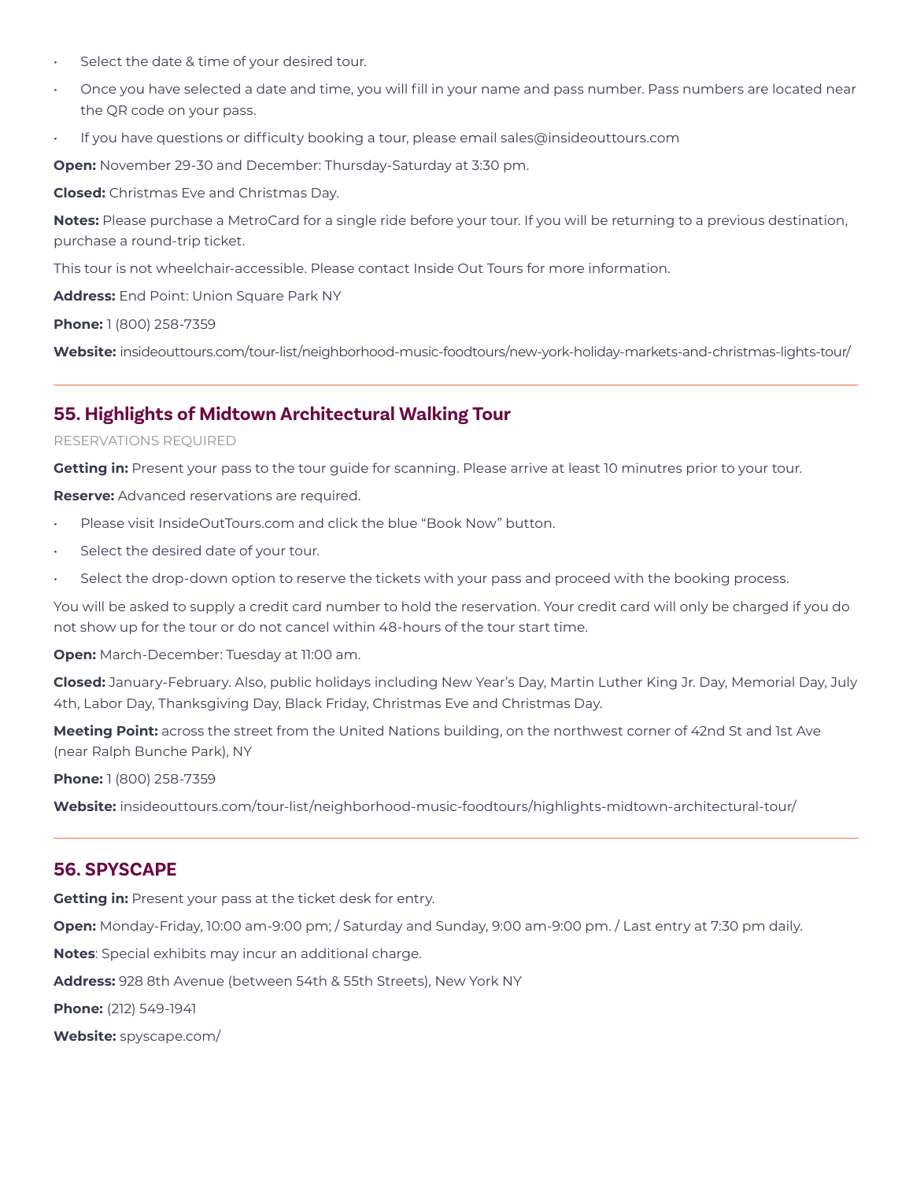- Select the date & time of your desired tour.
- Once you have selected a date and time, you will fill in your name and pass number. Pass numbers are located near the QR code on your pass.
- If you have questions or difficulty booking a tour, please email sales@insideouttours.com

**Open:** November 29-30 and December: Thursday-Saturday at 3:30 pm.

**Closed:** Christmas Eve and Christmas Day.

**Notes:** Please purchase a MetroCard for a single ride before your tour. If you will be returning to a previous destination, purchase a round-trip ticket.

This tour is not wheelchair-accessible. Please contact Inside Out Tours for more information.

**Address:** End Point: Union Square Park NY

**Phone:** 1 (800) 258-7359

**Website:** insideouttours.com/tour-list/neighborhood-music-foodtours/new-york-holiday-markets-and-christmas-lights-tour/

---

## 55. Highlights of Midtown Architectural Walking Tour

RESERVATIONS REQUIRED

**Getting in:** Present your pass to the tour guide for scanning. Please arrive at least 10 minutres prior to your tour.

**Reserve:** Advanced reservations are required.

- Please visit InsideOutTours.com and click the blue "Book Now" button.
- Select the desired date of your tour.
- Select the drop-down option to reserve the tickets with your pass and proceed with the booking process.

You will be asked to supply a credit card number to hold the reservation. Your credit card will only be charged if you do not show up for the tour or do not cancel within 48-hours of the tour start time.

**Open:** March-December: Tuesday at 11:00 am.

**Closed:** January-February. Also, public holidays including New Year's Day, Martin Luther King Jr. Day, Memorial Day, July 4th, Labor Day, Thanksgiving Day, Black Friday, Christmas Eve and Christmas Day.

**Meeting Point:** across the street from the United Nations building, on the northwest corner of 42nd St and 1st Ave (near Ralph Bunche Park), NY

**Phone:** 1 (800) 258-7359

**Website:** insideouttours.com/tour-list/neighborhood-music-foodtours/highlights-midtown-architectural-tour/

---

## 56. SPYSCAPE

**Getting in:** Present your pass at the ticket desk for entry.

**Open:** Monday-Friday, 10:00 am-9:00 pm; / Saturday and Sunday, 9:00 am-9:00 pm. / Last entry at 7:30 pm daily.

**Notes**: Special exhibits may incur an additional charge.

**Address:** 928 8th Avenue (between 54th & 55th Streets), New York NY

**Phone:** (212) 549-1941

**Website:** spyscape.com/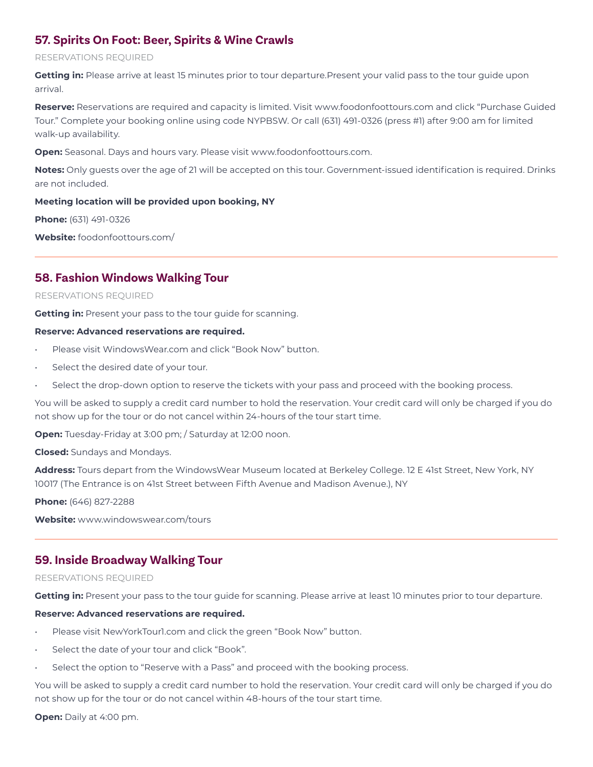## 57. Spirits On Foot: Beer, Spirits & Wine Crawls

RESERVATIONS REQUIRED

**Getting in:** Please arrive at least 15 minutes prior to tour departure.Present your valid pass to the tour guide upon arrival.

**Reserve:** Reservations are required and capacity is limited. Visit www.foodonfoottours.com and click “Purchase Guided Tour.” Complete your booking online using code NYPBSW. Or call (631) 491-0326 (press #1) after 9:00 am for limited walk-up availability.

**Open:** Seasonal. Days and hours vary. Please visit www.foodonfoottours.com.

**Notes:** Only guests over the age of 21 will be accepted on this tour. Government-issued identification is required. Drinks are not included.

**Meeting location will be provided upon booking, NY**

**Phone:** (631) 491-0326

**Website:** foodonfoottours.com/

---

## 58. Fashion Windows Walking Tour

RESERVATIONS REQUIRED

**Getting in:** Present your pass to the tour guide for scanning.

**Reserve: Advanced reservations are required.**

- Please visit WindowsWear.com and click “Book Now” button.
- Select the desired date of your tour.
- Select the drop-down option to reserve the tickets with your pass and proceed with the booking process.

You will be asked to supply a credit card number to hold the reservation. Your credit card will only be charged if you do not show up for the tour or do not cancel within 24-hours of the tour start time.

**Open:** Tuesday-Friday at 3:00 pm; / Saturday at 12:00 noon.

**Closed:** Sundays and Mondays.

**Address:** Tours depart from the WindowsWear Museum located at Berkeley College. 12 E 41st Street, New York, NY 10017 (The Entrance is on 41st Street between Fifth Avenue and Madison Avenue.), NY

**Phone:** (646) 827-2288

**Website:** www.windowswear.com/tours

---

## 59. Inside Broadway Walking Tour

RESERVATIONS REQUIRED

**Getting in:** Present your pass to the tour guide for scanning. Please arrive at least 10 minutes prior to tour departure.

**Reserve: Advanced reservations are required.**

- Please visit NewYorkTour1.com and click the green “Book Now” button.
- Select the date of your tour and click “Book”.
- Select the option to “Reserve with a Pass” and proceed with the booking process.

You will be asked to supply a credit card number to hold the reservation. Your credit card will only be charged if you do not show up for the tour or do not cancel within 48-hours of the tour start time.

**Open:** Daily at 4:00 pm.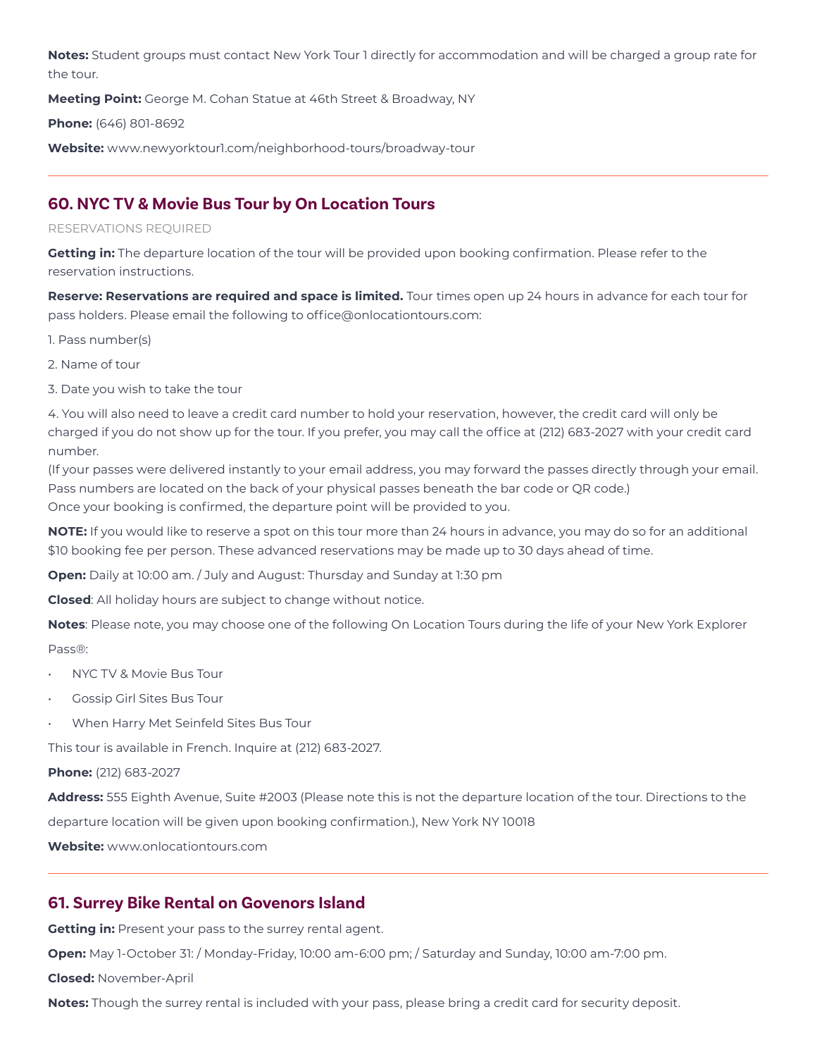**Notes:** Student groups must contact New York Tour 1 directly for accommodation and will be charged a group rate for the tour.

**Meeting Point:** George M. Cohan Statue at 46th Street & Broadway, NY

**Phone:** (646) 801-8692

**Website:** www.newyorktour1.com/neighborhood-tours/broadway-tour

---

## 60. NYC TV & Movie Bus Tour by On Location Tours

RESERVATIONS REQUIRED

**Getting in:** The departure location of the tour will be provided upon booking confirmation. Please refer to the reservation instructions.

**Reserve: Reservations are required and space is limited.** Tour times open up 24 hours in advance for each tour for pass holders. Please email the following to office@onlocationtours.com:

1. Pass number(s)

2. Name of tour

3. Date you wish to take the tour

4. You will also need to leave a credit card number to hold your reservation, however, the credit card will only be charged if you do not show up for the tour. If you prefer, you may call the office at (212) 683-2027 with your credit card number.
(If your passes were delivered instantly to your email address, you may forward the passes directly through your email. Pass numbers are located on the back of your physical passes beneath the bar code or QR code.)
Once your booking is confirmed, the departure point will be provided to you.

**NOTE:** If you would like to reserve a spot on this tour more than 24 hours in advance, you may do so for an additional $10 booking fee per person. These advanced reservations may be made up to 30 days ahead of time.

**Open:** Daily at 10:00 am. / July and August: Thursday and Sunday at 1:30 pm

**Closed**: All holiday hours are subject to change without notice.

**Notes**: Please note, you may choose one of the following On Location Tours during the life of your New York Explorer Pass®:

- NYC TV & Movie Bus Tour
- Gossip Girl Sites Bus Tour
- When Harry Met Seinfeld Sites Bus Tour

This tour is available in French. Inquire at (212) 683-2027.

**Phone:** (212) 683-2027

**Address:** 555 Eighth Avenue, Suite #2003 (Please note this is not the departure location of the tour. Directions to the departure location will be given upon booking confirmation.), New York NY 10018

**Website:** www.onlocationtours.com

---

## 61. Surrey Bike Rental on Govenors Island

**Getting in:** Present your pass to the surrey rental agent.

**Open:** May 1-October 31: / Monday-Friday, 10:00 am-6:00 pm; / Saturday and Sunday, 10:00 am-7:00 pm.

**Closed:** November-April

**Notes:** Though the surrey rental is included with your pass, please bring a credit card for security deposit.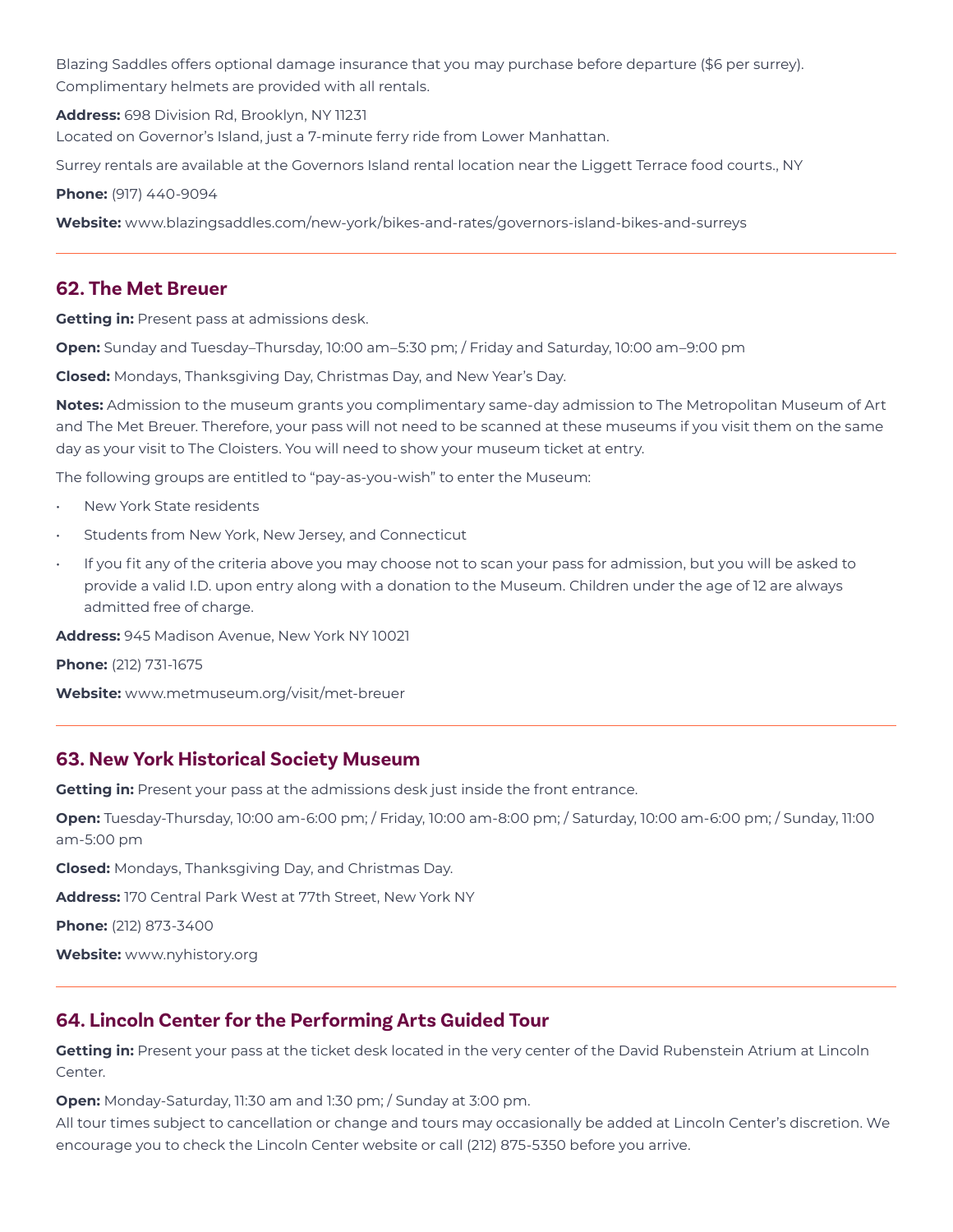Blazing Saddles offers optional damage insurance that you may purchase before departure ($6 per surrey). Complimentary helmets are provided with all rentals.

**Address:** 698 Division Rd, Brooklyn, NY 11231
Located on Governor's Island, just a 7-minute ferry ride from Lower Manhattan.

Surrey rentals are available at the Governors Island rental location near the Liggett Terrace food courts., NY

**Phone:** (917) 440-9094

**Website:** www.blazingsaddles.com/new-york/bikes-and-rates/governors-island-bikes-and-surreys

---

## 62. The Met Breuer

**Getting in:** Present pass at admissions desk.

**Open:** Sunday and Tuesday–Thursday, 10:00 am–5:30 pm; / Friday and Saturday, 10:00 am–9:00 pm

**Closed:** Mondays, Thanksgiving Day, Christmas Day, and New Year's Day.

**Notes:** Admission to the museum grants you complimentary same-day admission to The Metropolitan Museum of Art and The Met Breuer. Therefore, your pass will not need to be scanned at these museums if you visit them on the same day as your visit to The Cloisters. You will need to show your museum ticket at entry.

The following groups are entitled to "pay-as-you-wish" to enter the Museum:

- New York State residents
- Students from New York, New Jersey, and Connecticut
- If you fit any of the criteria above you may choose not to scan your pass for admission, but you will be asked to provide a valid I.D. upon entry along with a donation to the Museum. Children under the age of 12 are always admitted free of charge.

**Address:** 945 Madison Avenue, New York NY 10021

**Phone:** (212) 731-1675

**Website:** www.metmuseum.org/visit/met-breuer

---

## 63. New York Historical Society Museum

**Getting in:** Present your pass at the admissions desk just inside the front entrance.

**Open:** Tuesday-Thursday, 10:00 am-6:00 pm; / Friday, 10:00 am-8:00 pm; / Saturday, 10:00 am-6:00 pm; / Sunday, 11:00 am-5:00 pm

**Closed:** Mondays, Thanksgiving Day, and Christmas Day.

**Address:** 170 Central Park West at 77th Street, New York NY

**Phone:** (212) 873-3400

**Website:** www.nyhistory.org

---

## 64. Lincoln Center for the Performing Arts Guided Tour

**Getting in:** Present your pass at the ticket desk located in the very center of the David Rubenstein Atrium at Lincoln Center.

**Open:** Monday-Saturday, 11:30 am and 1:30 pm; / Sunday at 3:00 pm.
All tour times subject to cancellation or change and tours may occasionally be added at Lincoln Center's discretion. We encourage you to check the Lincoln Center website or call (212) 875-5350 before you arrive.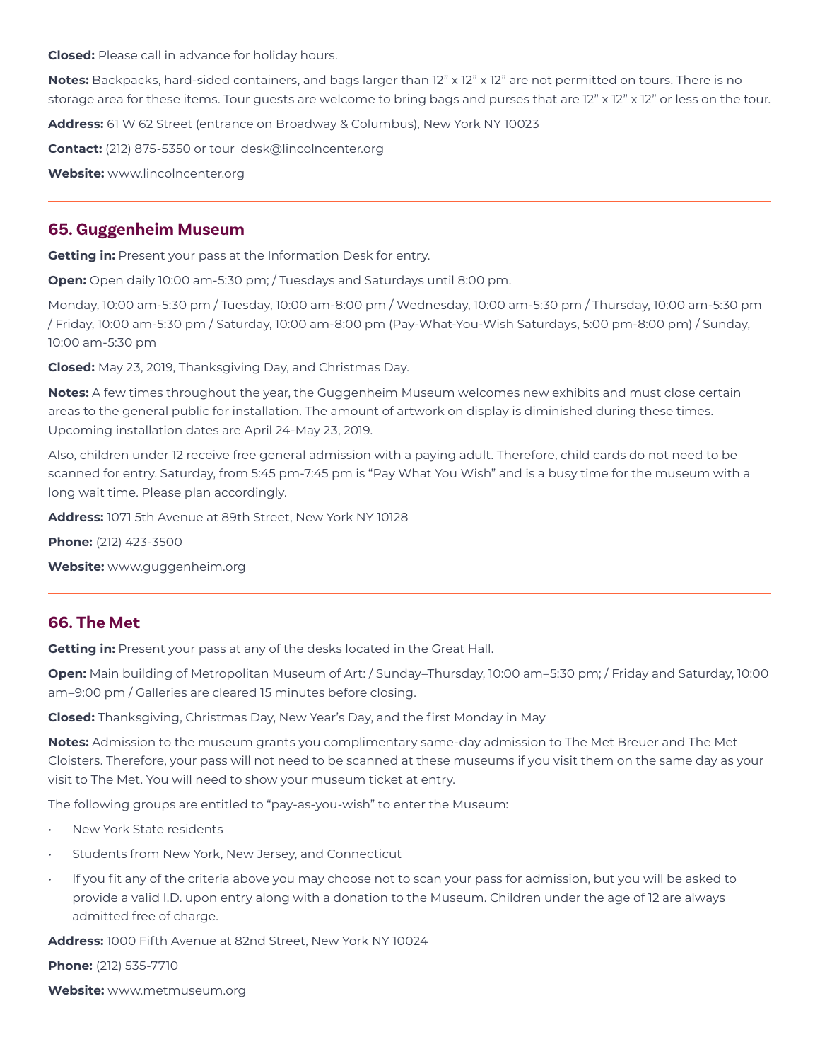**Closed:** Please call in advance for holiday hours.

**Notes:** Backpacks, hard-sided containers, and bags larger than 12" x 12" x 12" are not permitted on tours. There is no storage area for these items. Tour guests are welcome to bring bags and purses that are 12" x 12" x 12" or less on the tour.

**Address:** 61 W 62 Street (entrance on Broadway & Columbus), New York NY 10023

**Contact:** (212) 875-5350 or tour_desk@lincolncenter.org

**Website:** www.lincolncenter.org

---

## 65. Guggenheim Museum

**Getting in:** Present your pass at the Information Desk for entry.

**Open:** Open daily 10:00 am-5:30 pm; / Tuesdays and Saturdays until 8:00 pm.

Monday, 10:00 am-5:30 pm / Tuesday, 10:00 am-8:00 pm / Wednesday, 10:00 am-5:30 pm / Thursday, 10:00 am-5:30 pm / Friday, 10:00 am-5:30 pm / Saturday, 10:00 am-8:00 pm (Pay-What-You-Wish Saturdays, 5:00 pm-8:00 pm) / Sunday, 10:00 am-5:30 pm

**Closed:** May 23, 2019, Thanksgiving Day, and Christmas Day.

**Notes:** A few times throughout the year, the Guggenheim Museum welcomes new exhibits and must close certain areas to the general public for installation. The amount of artwork on display is diminished during these times. Upcoming installation dates are April 24-May 23, 2019.

Also, children under 12 receive free general admission with a paying adult. Therefore, child cards do not need to be scanned for entry. Saturday, from 5:45 pm-7:45 pm is "Pay What You Wish" and is a busy time for the museum with a long wait time. Please plan accordingly.

**Address:** 1071 5th Avenue at 89th Street, New York NY 10128

**Phone:** (212) 423-3500

**Website:** www.guggenheim.org

---

## 66. The Met

**Getting in:** Present your pass at any of the desks located in the Great Hall.

**Open:** Main building of Metropolitan Museum of Art: / Sunday–Thursday, 10:00 am–5:30 pm; / Friday and Saturday, 10:00 am–9:00 pm / Galleries are cleared 15 minutes before closing.

**Closed:** Thanksgiving, Christmas Day, New Year's Day, and the first Monday in May

**Notes:** Admission to the museum grants you complimentary same-day admission to The Met Breuer and The Met Cloisters. Therefore, your pass will not need to be scanned at these museums if you visit them on the same day as your visit to The Met. You will need to show your museum ticket at entry.

The following groups are entitled to "pay-as-you-wish" to enter the Museum:

- New York State residents
- Students from New York, New Jersey, and Connecticut
- If you fit any of the criteria above you may choose not to scan your pass for admission, but you will be asked to provide a valid I.D. upon entry along with a donation to the Museum. Children under the age of 12 are always admitted free of charge.

**Address:** 1000 Fifth Avenue at 82nd Street, New York NY 10024

**Phone:** (212) 535-7710

**Website:** www.metmuseum.org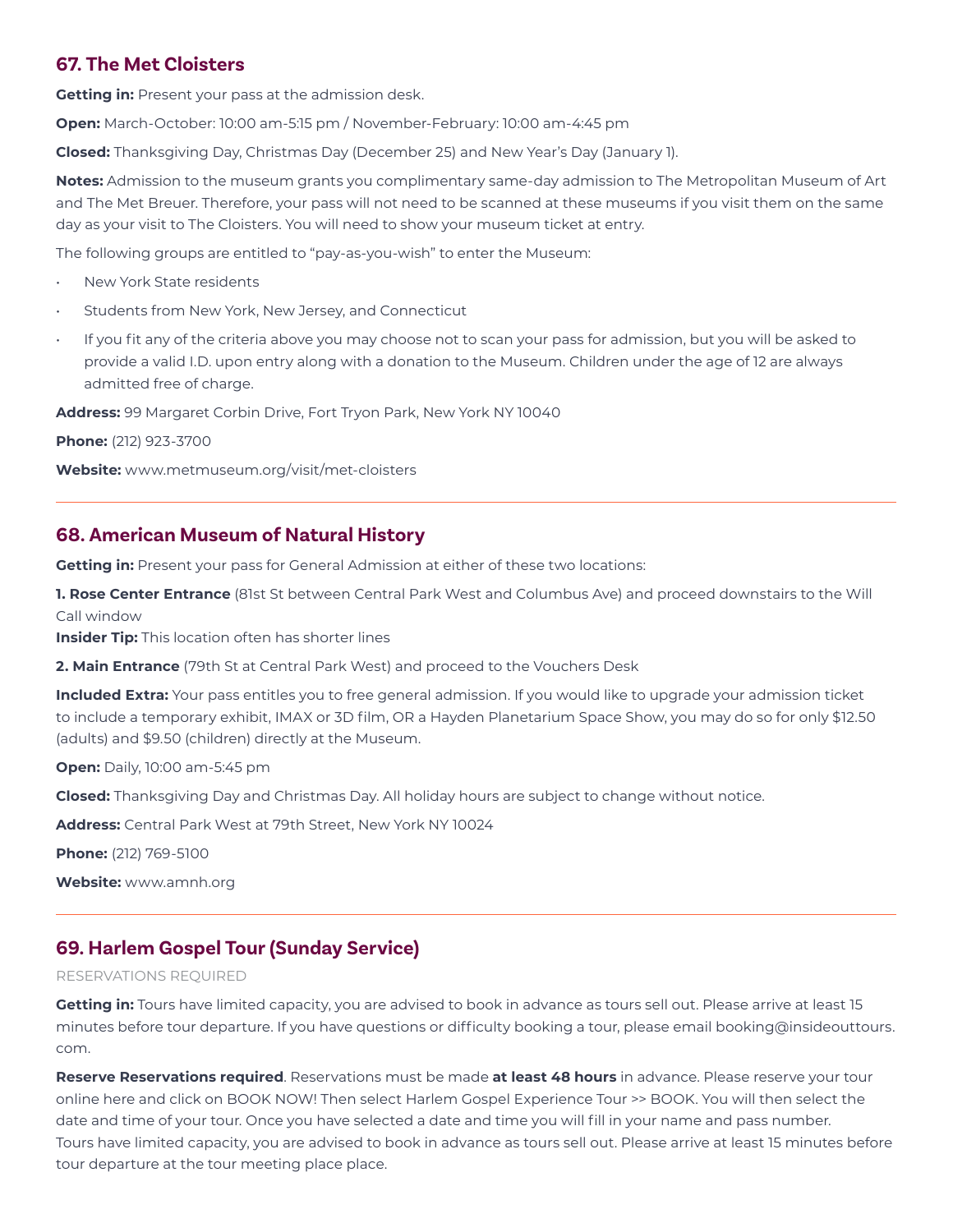## 67. The Met Cloisters

**Getting in:** Present your pass at the admission desk.

**Open:** March-October: 10:00 am-5:15 pm / November-February: 10:00 am-4:45 pm

**Closed:** Thanksgiving Day, Christmas Day (December 25) and New Year's Day (January 1).

**Notes:** Admission to the museum grants you complimentary same-day admission to The Metropolitan Museum of Art and The Met Breuer. Therefore, your pass will not need to be scanned at these museums if you visit them on the same day as your visit to The Cloisters. You will need to show your museum ticket at entry.

The following groups are entitled to "pay-as-you-wish" to enter the Museum:

- New York State residents
- Students from New York, New Jersey, and Connecticut
- If you fit any of the criteria above you may choose not to scan your pass for admission, but you will be asked to provide a valid I.D. upon entry along with a donation to the Museum. Children under the age of 12 are always admitted free of charge.

**Address:** 99 Margaret Corbin Drive, Fort Tryon Park, New York NY 10040

**Phone:** (212) 923-3700

**Website:** www.metmuseum.org/visit/met-cloisters

---

## 68. American Museum of Natural History

**Getting in:** Present your pass for General Admission at either of these two locations:

**1. Rose Center Entrance** (81st St between Central Park West and Columbus Ave) and proceed downstairs to the Will Call window
**Insider Tip:** This location often has shorter lines

**2. Main Entrance** (79th St at Central Park West) and proceed to the Vouchers Desk

**Included Extra:** Your pass entitles you to free general admission. If you would like to upgrade your admission ticket to include a temporary exhibit, IMAX or 3D film, OR a Hayden Planetarium Space Show, you may do so for only $12.50 (adults) and $9.50 (children) directly at the Museum.

**Open:** Daily, 10:00 am-5:45 pm

**Closed:** Thanksgiving Day and Christmas Day. All holiday hours are subject to change without notice.

**Address:** Central Park West at 79th Street, New York NY 10024

**Phone:** (212) 769-5100

**Website:** www.amnh.org

---

## 69. Harlem Gospel Tour (Sunday Service)

RESERVATIONS REQUIRED

**Getting in:** Tours have limited capacity, you are advised to book in advance as tours sell out. Please arrive at least 15 minutes before tour departure. If you have questions or difficulty booking a tour, please email booking@insideouttours.com.

**Reserve Reservations required**. Reservations must be made **at least 48 hours** in advance. Please reserve your tour online here and click on BOOK NOW! Then select Harlem Gospel Experience Tour >> BOOK. You will then select the date and time of your tour. Once you have selected a date and time you will fill in your name and pass number.
Tours have limited capacity, you are advised to book in advance as tours sell out. Please arrive at least 15 minutes before tour departure at the tour meeting place place.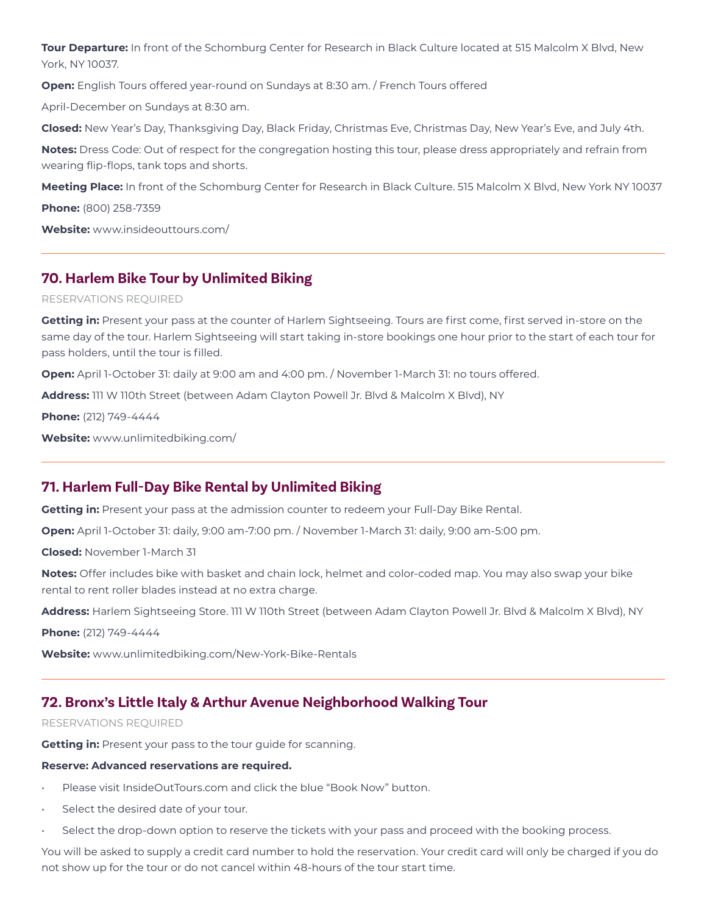**Tour Departure:** In front of the Schomburg Center for Research in Black Culture located at 515 Malcolm X Blvd, New York, NY 10037.

**Open:** English Tours offered year-round on Sundays at 8:30 am. / French Tours offered

April-December on Sundays at 8:30 am.

**Closed:** New Year's Day, Thanksgiving Day, Black Friday, Christmas Eve, Christmas Day, New Year's Eve, and July 4th.

**Notes:** Dress Code: Out of respect for the congregation hosting this tour, please dress appropriately and refrain from wearing flip-flops, tank tops and shorts.

**Meeting Place:** In front of the Schomburg Center for Research in Black Culture. 515 Malcolm X Blvd, New York NY 10037

**Phone:** (800) 258-7359

**Website:** www.insideouttours.com/

---

## 70. Harlem Bike Tour by Unlimited Biking

RESERVATIONS REQUIRED

**Getting in:** Present your pass at the counter of Harlem Sightseeing. Tours are first come, first served in-store on the same day of the tour. Harlem Sightseeing will start taking in-store bookings one hour prior to the start of each tour for pass holders, until the tour is filled.

**Open:** April 1-October 31: daily at 9:00 am and 4:00 pm. / November 1-March 31: no tours offered.

**Address:** 111 W 110th Street (between Adam Clayton Powell Jr. Blvd & Malcolm X Blvd), NY

**Phone:** (212) 749-4444

**Website:** www.unlimitedbiking.com/

---

## 71. Harlem Full-Day Bike Rental by Unlimited Biking

**Getting in:** Present your pass at the admission counter to redeem your Full-Day Bike Rental.

**Open:** April 1-October 31: daily, 9:00 am-7:00 pm. / November 1-March 31: daily, 9:00 am-5:00 pm.

**Closed:** November 1-March 31

**Notes:** Offer includes bike with basket and chain lock, helmet and color-coded map. You may also swap your bike rental to rent roller blades instead at no extra charge.

**Address:** Harlem Sightseeing Store. 111 W 110th Street (between Adam Clayton Powell Jr. Blvd & Malcolm X Blvd), NY

**Phone:** (212) 749-4444

**Website:** www.unlimitedbiking.com/New-York-Bike-Rentals

---

## 72. Bronx's Little Italy & Arthur Avenue Neighborhood Walking Tour

RESERVATIONS REQUIRED

**Getting in:** Present your pass to the tour guide for scanning.

**Reserve: Advanced reservations are required.**

- Please visit InsideOutTours.com and click the blue "Book Now" button.
- Select the desired date of your tour.
- Select the drop-down option to reserve the tickets with your pass and proceed with the booking process.

You will be asked to supply a credit card number to hold the reservation. Your credit card will only be charged if you do not show up for the tour or do not cancel within 48-hours of the tour start time.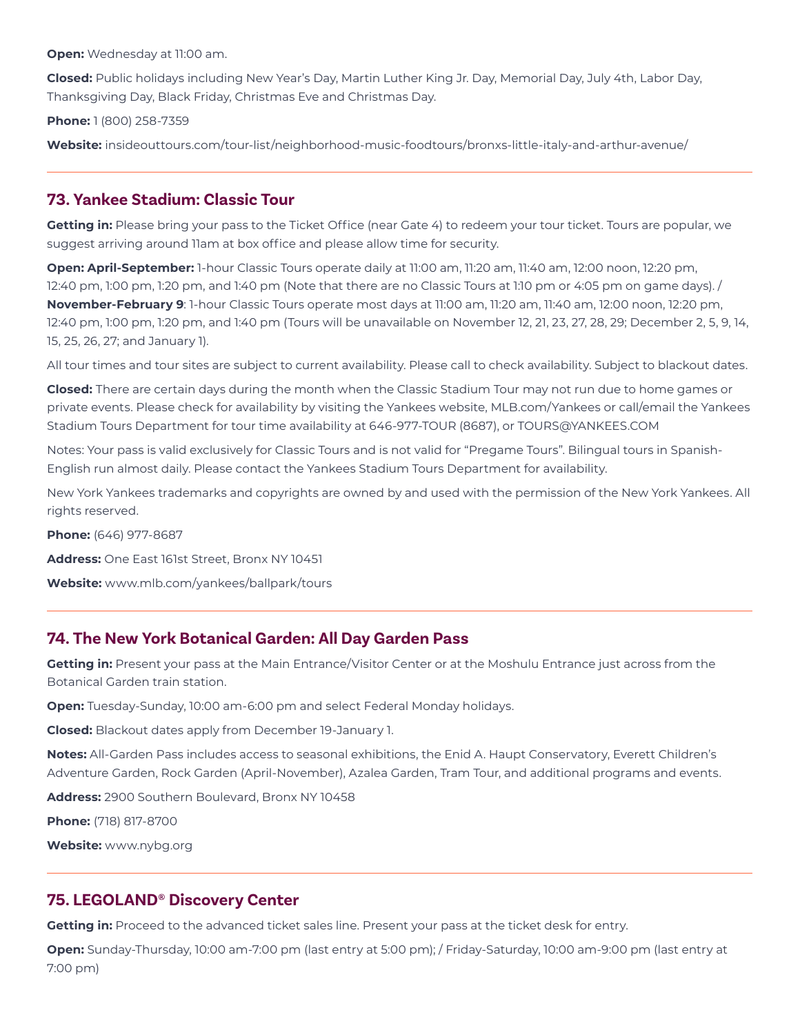**Open:** Wednesday at 11:00 am.

**Closed:** Public holidays including New Year's Day, Martin Luther King Jr. Day, Memorial Day, July 4th, Labor Day, Thanksgiving Day, Black Friday, Christmas Eve and Christmas Day.

**Phone:** 1 (800) 258-7359

**Website:** insideouttours.com/tour-list/neighborhood-music-foodtours/bronxs-little-italy-and-arthur-avenue/

---

## 73. Yankee Stadium: Classic Tour

**Getting in:** Please bring your pass to the Ticket Office (near Gate 4) to redeem your tour ticket. Tours are popular, we suggest arriving around 11am at box office and please allow time for security.

**Open: April-September:** 1-hour Classic Tours operate daily at 11:00 am, 11:20 am, 11:40 am, 12:00 noon, 12:20 pm, 12:40 pm, 1:00 pm, 1:20 pm, and 1:40 pm (Note that there are no Classic Tours at 1:10 pm or 4:05 pm on game days). / **November-February 9**: 1-hour Classic Tours operate most days at 11:00 am, 11:20 am, 11:40 am, 12:00 noon, 12:20 pm, 12:40 pm, 1:00 pm, 1:20 pm, and 1:40 pm (Tours will be unavailable on November 12, 21, 23, 27, 28, 29; December 2, 5, 9, 14, 15, 25, 26, 27; and January 1).

All tour times and tour sites are subject to current availability. Please call to check availability. Subject to blackout dates.

**Closed:** There are certain days during the month when the Classic Stadium Tour may not run due to home games or private events. Please check for availability by visiting the Yankees website, MLB.com/Yankees or call/email the Yankees Stadium Tours Department for tour time availability at 646-977-TOUR (8687), or TOURS@YANKEES.COM

Notes: Your pass is valid exclusively for Classic Tours and is not valid for "Pregame Tours". Bilingual tours in Spanish-English run almost daily. Please contact the Yankees Stadium Tours Department for availability.

New York Yankees trademarks and copyrights are owned by and used with the permission of the New York Yankees. All rights reserved.

**Phone:** (646) 977-8687

**Address:** One East 161st Street, Bronx NY 10451

**Website:** www.mlb.com/yankees/ballpark/tours

---

## 74. The New York Botanical Garden: All Day Garden Pass

**Getting in:** Present your pass at the Main Entrance/Visitor Center or at the Moshulu Entrance just across from the Botanical Garden train station.

**Open:** Tuesday-Sunday, 10:00 am-6:00 pm and select Federal Monday holidays.

**Closed:** Blackout dates apply from December 19-January 1.

**Notes:** All-Garden Pass includes access to seasonal exhibitions, the Enid A. Haupt Conservatory, Everett Children's Adventure Garden, Rock Garden (April-November), Azalea Garden, Tram Tour, and additional programs and events.

**Address:** 2900 Southern Boulevard, Bronx NY 10458

**Phone:** (718) 817-8700

**Website:** www.nybg.org

---

## 75. LEGOLAND® Discovery Center

**Getting in:** Proceed to the advanced ticket sales line. Present your pass at the ticket desk for entry.

**Open:** Sunday-Thursday, 10:00 am-7:00 pm (last entry at 5:00 pm); / Friday-Saturday, 10:00 am-9:00 pm (last entry at 7:00 pm)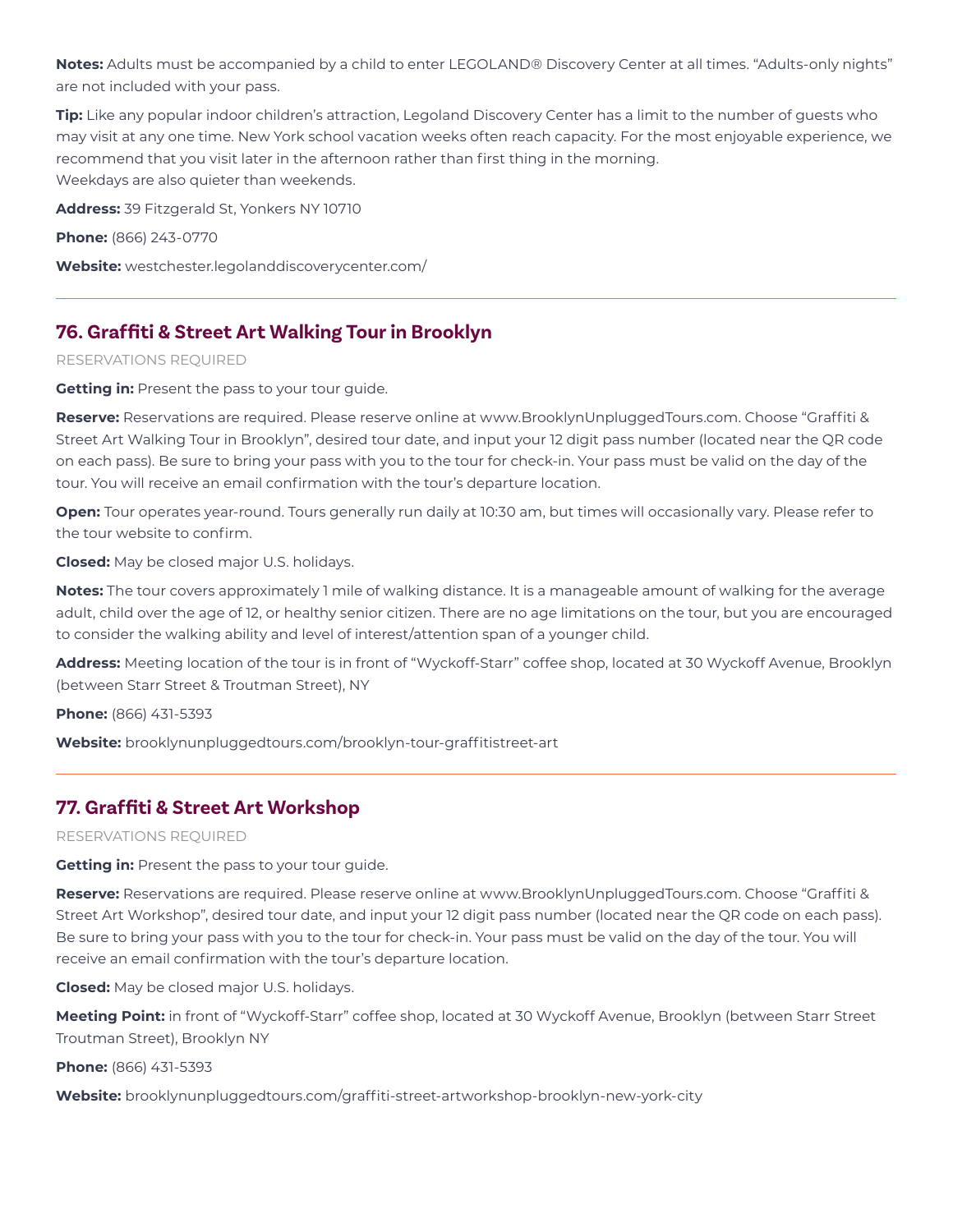**Notes:** Adults must be accompanied by a child to enter LEGOLAND® Discovery Center at all times. "Adults-only nights" are not included with your pass.

**Tip:** Like any popular indoor children's attraction, Legoland Discovery Center has a limit to the number of guests who may visit at any one time. New York school vacation weeks often reach capacity. For the most enjoyable experience, we recommend that you visit later in the afternoon rather than first thing in the morning.
Weekdays are also quieter than weekends.

**Address:** 39 Fitzgerald St, Yonkers NY 10710

**Phone:** (866) 243-0770

**Website:** westchester.legolanddiscoverycenter.com/

---

## 76. Graffiti & Street Art Walking Tour in Brooklyn

RESERVATIONS REQUIRED

**Getting in:** Present the pass to your tour guide.

**Reserve:** Reservations are required. Please reserve online at www.BrooklynUnpluggedTours.com. Choose "Graffiti & Street Art Walking Tour in Brooklyn", desired tour date, and input your 12 digit pass number (located near the QR code on each pass). Be sure to bring your pass with you to the tour for check-in. Your pass must be valid on the day of the tour. You will receive an email confirmation with the tour's departure location.

**Open:** Tour operates year-round. Tours generally run daily at 10:30 am, but times will occasionally vary. Please refer to the tour website to confirm.

**Closed:** May be closed major U.S. holidays.

**Notes:** The tour covers approximately 1 mile of walking distance. It is a manageable amount of walking for the average adult, child over the age of 12, or healthy senior citizen. There are no age limitations on the tour, but you are encouraged to consider the walking ability and level of interest/attention span of a younger child.

**Address:** Meeting location of the tour is in front of "Wyckoff-Starr" coffee shop, located at 30 Wyckoff Avenue, Brooklyn (between Starr Street & Troutman Street), NY

**Phone:** (866) 431-5393

**Website:** brooklynunpluggedtours.com/brooklyn-tour-graffitistreet-art

---

## 77. Graffiti & Street Art Workshop

RESERVATIONS REQUIRED

**Getting in:** Present the pass to your tour guide.

**Reserve:** Reservations are required. Please reserve online at www.BrooklynUnpluggedTours.com. Choose "Graffiti & Street Art Workshop", desired tour date, and input your 12 digit pass number (located near the QR code on each pass). Be sure to bring your pass with you to the tour for check-in. Your pass must be valid on the day of the tour. You will receive an email confirmation with the tour's departure location.

**Closed:** May be closed major U.S. holidays.

**Meeting Point:** in front of "Wyckoff-Starr" coffee shop, located at 30 Wyckoff Avenue, Brooklyn (between Starr Street Troutman Street), Brooklyn NY

**Phone:** (866) 431-5393

**Website:** brooklynunpluggedtours.com/graffiti-street-artworkshop-brooklyn-new-york-city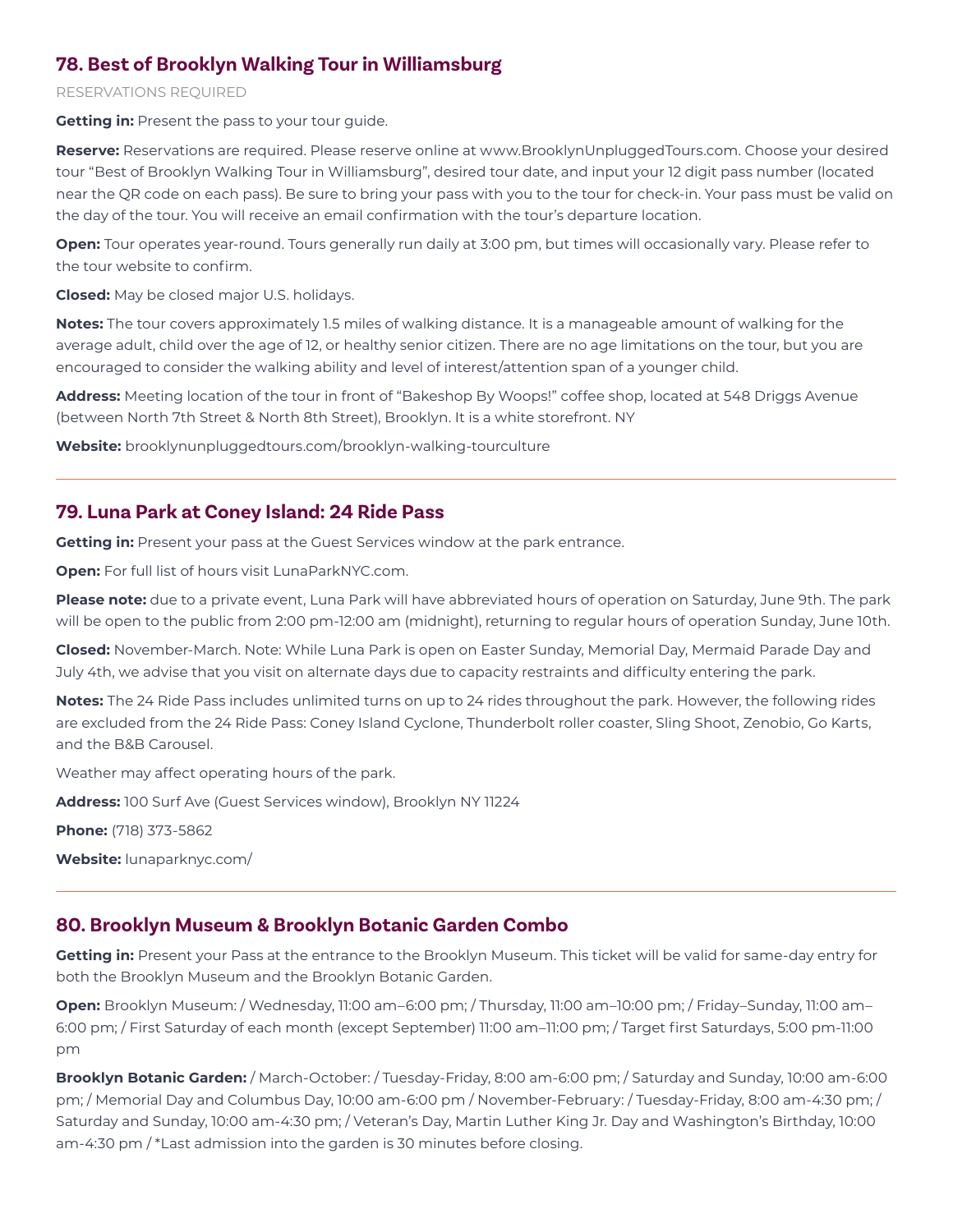## 78. Best of Brooklyn Walking Tour in Williamsburg

RESERVATIONS REQUIRED

**Getting in:** Present the pass to your tour guide.

**Reserve:** Reservations are required. Please reserve online at www.BrooklynUnpluggedTours.com. Choose your desired tour "Best of Brooklyn Walking Tour in Williamsburg", desired tour date, and input your 12 digit pass number (located near the QR code on each pass). Be sure to bring your pass with you to the tour for check-in. Your pass must be valid on the day of the tour. You will receive an email confirmation with the tour's departure location.

**Open:** Tour operates year-round. Tours generally run daily at 3:00 pm, but times will occasionally vary. Please refer to the tour website to confirm.

**Closed:** May be closed major U.S. holidays.

**Notes:** The tour covers approximately 1.5 miles of walking distance. It is a manageable amount of walking for the average adult, child over the age of 12, or healthy senior citizen. There are no age limitations on the tour, but you are encouraged to consider the walking ability and level of interest/attention span of a younger child.

**Address:** Meeting location of the tour in front of "Bakeshop By Woops!" coffee shop, located at 548 Driggs Avenue (between North 7th Street & North 8th Street), Brooklyn. It is a white storefront. NY

**Website:** brooklynunpluggedtours.com/brooklyn-walking-tourculture

---

## 79. Luna Park at Coney Island: 24 Ride Pass

**Getting in:** Present your pass at the Guest Services window at the park entrance.

**Open:** For full list of hours visit LunaParkNYC.com.

**Please note:** due to a private event, Luna Park will have abbreviated hours of operation on Saturday, June 9th. The park will be open to the public from 2:00 pm-12:00 am (midnight), returning to regular hours of operation Sunday, June 10th.

**Closed:** November-March. Note: While Luna Park is open on Easter Sunday, Memorial Day, Mermaid Parade Day and July 4th, we advise that you visit on alternate days due to capacity restraints and difficulty entering the park.

**Notes:** The 24 Ride Pass includes unlimited turns on up to 24 rides throughout the park. However, the following rides are excluded from the 24 Ride Pass: Coney Island Cyclone, Thunderbolt roller coaster, Sling Shoot, Zenobio, Go Karts, and the B&B Carousel.

Weather may affect operating hours of the park.

**Address:** 100 Surf Ave (Guest Services window), Brooklyn NY 11224

**Phone:** (718) 373-5862

**Website:** lunaparknyc.com/

---

## 80. Brooklyn Museum & Brooklyn Botanic Garden Combo

**Getting in:** Present your Pass at the entrance to the Brooklyn Museum. This ticket will be valid for same-day entry for both the Brooklyn Museum and the Brooklyn Botanic Garden.

**Open:** Brooklyn Museum: / Wednesday, 11:00 am–6:00 pm; / Thursday, 11:00 am–10:00 pm; / Friday–Sunday, 11:00 am–6:00 pm; / First Saturday of each month (except September) 11:00 am–11:00 pm; / Target first Saturdays, 5:00 pm-11:00 pm

**Brooklyn Botanic Garden:** / March-October: / Tuesday-Friday, 8:00 am-6:00 pm; / Saturday and Sunday, 10:00 am-6:00 pm; / Memorial Day and Columbus Day, 10:00 am-6:00 pm / November-February: / Tuesday-Friday, 8:00 am-4:30 pm; / Saturday and Sunday, 10:00 am-4:30 pm; / Veteran's Day, Martin Luther King Jr. Day and Washington's Birthday, 10:00 am-4:30 pm / *Last admission into the garden is 30 minutes before closing.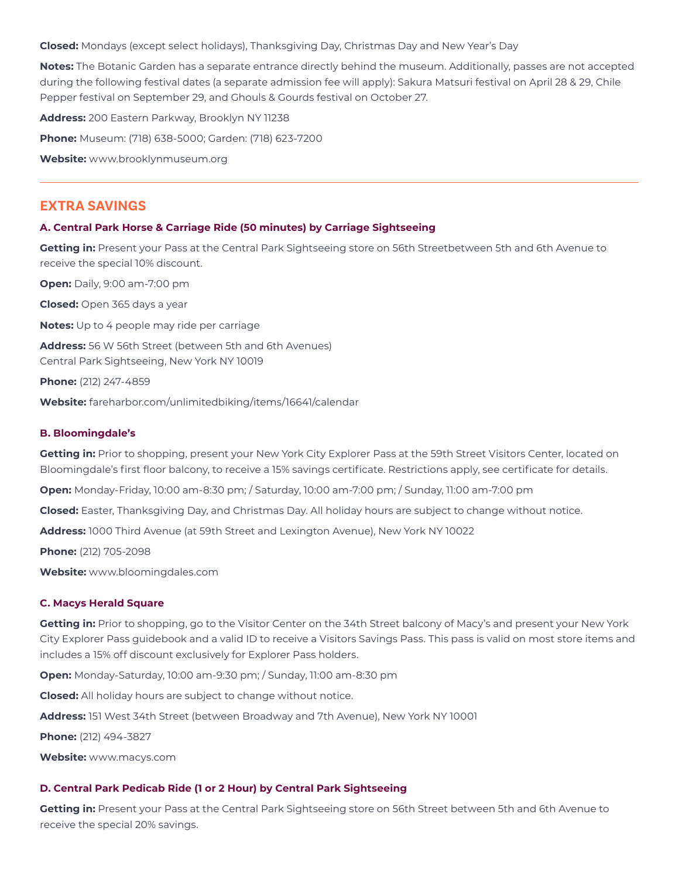**Closed:** Mondays (except select holidays), Thanksgiving Day, Christmas Day and New Year's Day

**Notes:** The Botanic Garden has a separate entrance directly behind the museum. Additionally, passes are not accepted during the following festival dates (a separate admission fee will apply): Sakura Matsuri festival on April 28 & 29, Chile Pepper festival on September 29, and Ghouls & Gourds festival on October 27.

**Address:** 200 Eastern Parkway, Brooklyn NY 11238

**Phone:** Museum: (718) 638-5000; Garden: (718) 623-7200

**Website:** www.brooklynmuseum.org

---

## EXTRA SAVINGS

### A. Central Park Horse & Carriage Ride (50 minutes) by Carriage Sightseeing

**Getting in:** Present your Pass at the Central Park Sightseeing store on 56th Streetbetween 5th and 6th Avenue to receive the special 10% discount.

**Open:** Daily, 9:00 am-7:00 pm

**Closed:** Open 365 days a year

**Notes:** Up to 4 people may ride per carriage

**Address:** 56 W 56th Street (between 5th and 6th Avenues)
Central Park Sightseeing, New York NY 10019

**Phone:** (212) 247-4859

**Website:** fareharbor.com/unlimitedbiking/items/16641/calendar

### B. Bloomingdale's

**Getting in:** Prior to shopping, present your New York City Explorer Pass at the 59th Street Visitors Center, located on Bloomingdale's first floor balcony, to receive a 15% savings certificate. Restrictions apply, see certificate for details.

**Open:** Monday-Friday, 10:00 am-8:30 pm; / Saturday, 10:00 am-7:00 pm; / Sunday, 11:00 am-7:00 pm

**Closed:** Easter, Thanksgiving Day, and Christmas Day. All holiday hours are subject to change without notice.

**Address:** 1000 Third Avenue (at 59th Street and Lexington Avenue), New York NY 10022

**Phone:** (212) 705-2098

**Website:** www.bloomingdales.com

### C. Macys Herald Square

**Getting in:** Prior to shopping, go to the Visitor Center on the 34th Street balcony of Macy's and present your New York City Explorer Pass guidebook and a valid ID to receive a Visitors Savings Pass. This pass is valid on most store items and includes a 15% off discount exclusively for Explorer Pass holders.

**Open:** Monday-Saturday, 10:00 am-9:30 pm; / Sunday, 11:00 am-8:30 pm

**Closed:** All holiday hours are subject to change without notice.

**Address:** 151 West 34th Street (between Broadway and 7th Avenue), New York NY 10001

**Phone:** (212) 494-3827

**Website:** www.macys.com

### D. Central Park Pedicab Ride (1 or 2 Hour) by Central Park Sightseeing

**Getting in:** Present your Pass at the Central Park Sightseeing store on 56th Street between 5th and 6th Avenue to receive the special 20% savings.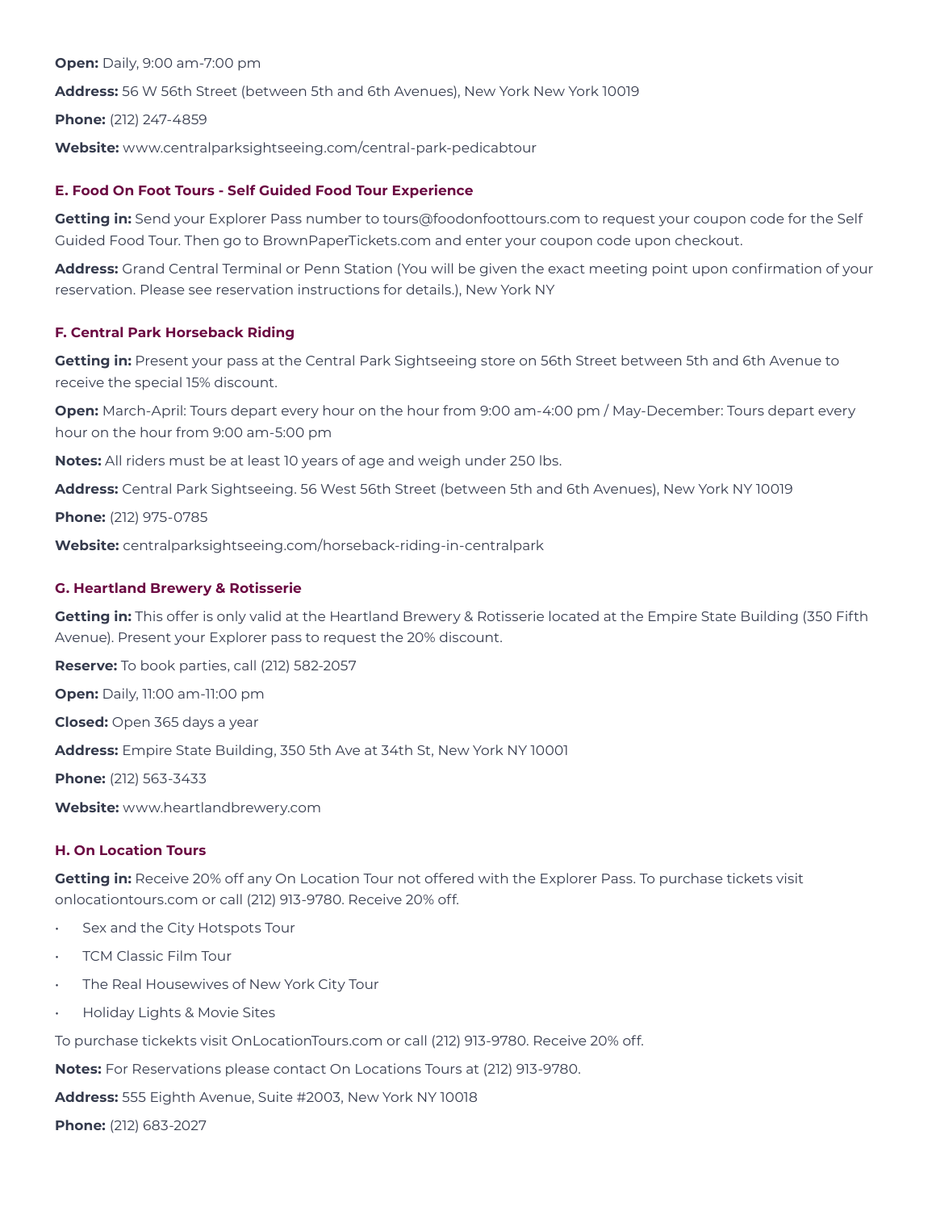**Open:** Daily, 9:00 am-7:00 pm

**Address:** 56 W 56th Street (between 5th and 6th Avenues), New York New York 10019

**Phone:** (212) 247-4859

**Website:** www.centralparksightseeing.com/central-park-pedicabtour

### E. Food On Foot Tours - Self Guided Food Tour Experience

**Getting in:** Send your Explorer Pass number to tours@foodonfoottours.com to request your coupon code for the Self Guided Food Tour. Then go to BrownPaperTickets.com and enter your coupon code upon checkout.

**Address:** Grand Central Terminal or Penn Station (You will be given the exact meeting point upon confirmation of your reservation. Please see reservation instructions for details.), New York NY

### F. Central Park Horseback Riding

**Getting in:** Present your pass at the Central Park Sightseeing store on 56th Street between 5th and 6th Avenue to receive the special 15% discount.

**Open:** March-April: Tours depart every hour on the hour from 9:00 am-4:00 pm / May-December: Tours depart every hour on the hour from 9:00 am-5:00 pm

**Notes:** All riders must be at least 10 years of age and weigh under 250 lbs.

**Address:** Central Park Sightseeing. 56 West 56th Street (between 5th and 6th Avenues), New York NY 10019

**Phone:** (212) 975-0785

**Website:** centralparksightseeing.com/horseback-riding-in-centralpark

### G. Heartland Brewery & Rotisserie

**Getting in:** This offer is only valid at the Heartland Brewery & Rotisserie located at the Empire State Building (350 Fifth Avenue). Present your Explorer pass to request the 20% discount.

**Reserve:** To book parties, call (212) 582-2057

**Open:** Daily, 11:00 am-11:00 pm

**Closed:** Open 365 days a year

**Address:** Empire State Building, 350 5th Ave at 34th St, New York NY 10001

**Phone:** (212) 563-3433

**Website:** www.heartlandbrewery.com

### H. On Location Tours

**Getting in:** Receive 20% off any On Location Tour not offered with the Explorer Pass. To purchase tickets visit onlocationtours.com or call (212) 913-9780. Receive 20% off.

- Sex and the City Hotspots Tour
- TCM Classic Film Tour
- The Real Housewives of New York City Tour
- Holiday Lights & Movie Sites

To purchase tickekts visit OnLocationTours.com or call (212) 913-9780. Receive 20% off.

**Notes:** For Reservations please contact On Locations Tours at (212) 913-9780.

**Address:** 555 Eighth Avenue, Suite #2003, New York NY 10018

**Phone:** (212) 683-2027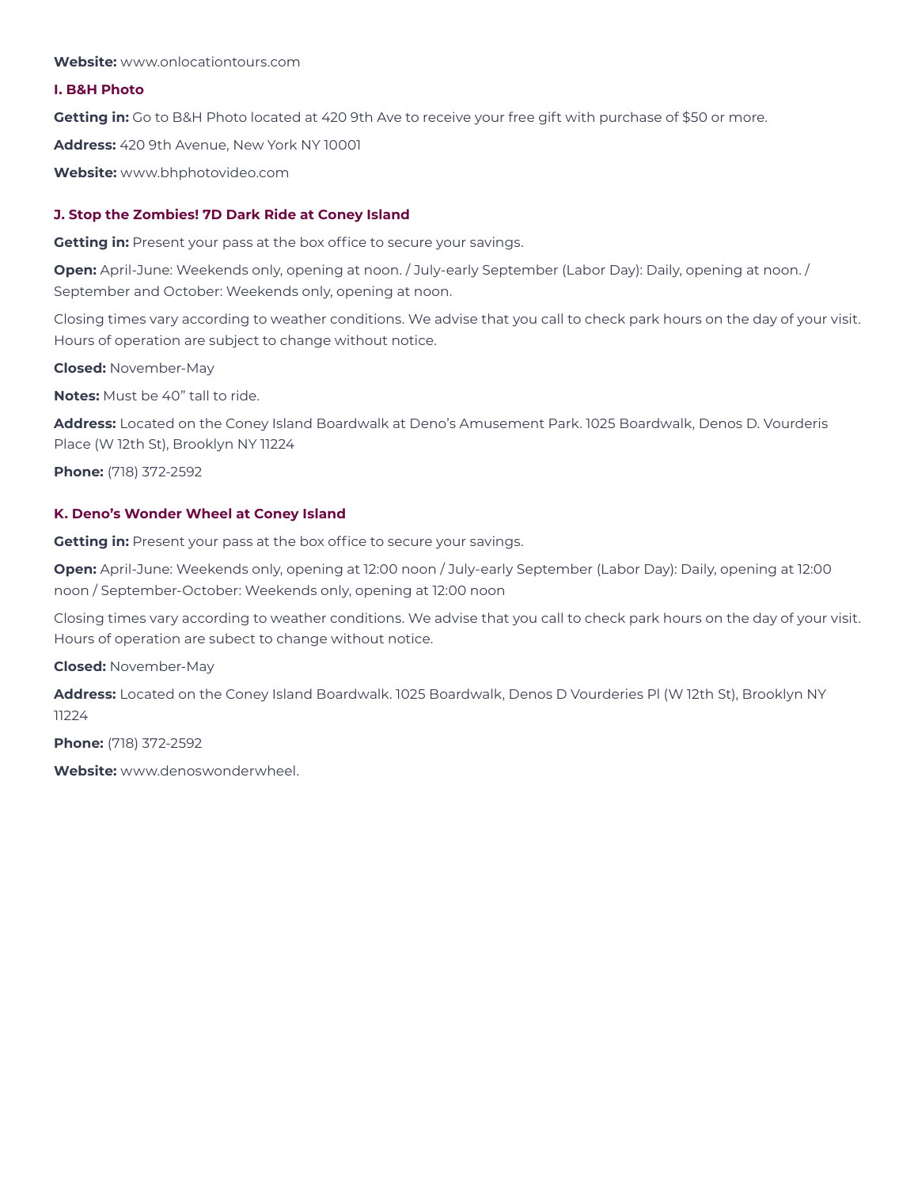**Website:** www.onlocationtours.com

### I. B&H Photo

**Getting in:** Go to B&H Photo located at 420 9th Ave to receive your free gift with purchase of $50 or more.

**Address:** 420 9th Avenue, New York NY 10001

**Website:** www.bhphotovideo.com

### J. Stop the Zombies! 7D Dark Ride at Coney Island

**Getting in:** Present your pass at the box office to secure your savings.

**Open:** April-June: Weekends only, opening at noon. / July-early September (Labor Day): Daily, opening at noon. / September and October: Weekends only, opening at noon.

Closing times vary according to weather conditions. We advise that you call to check park hours on the day of your visit. Hours of operation are subject to change without notice.

**Closed:** November-May

**Notes:** Must be 40" tall to ride.

**Address:** Located on the Coney Island Boardwalk at Deno's Amusement Park. 1025 Boardwalk, Denos D. Vourderis Place (W 12th St), Brooklyn NY 11224

**Phone:** (718) 372-2592

### K. Deno's Wonder Wheel at Coney Island

**Getting in:** Present your pass at the box office to secure your savings.

**Open:** April-June: Weekends only, opening at 12:00 noon / July-early September (Labor Day): Daily, opening at 12:00 noon / September-October: Weekends only, opening at 12:00 noon

Closing times vary according to weather conditions. We advise that you call to check park hours on the day of your visit. Hours of operation are subect to change without notice.

**Closed:** November-May

**Address:** Located on the Coney Island Boardwalk. 1025 Boardwalk, Denos D Vourderies Pl (W 12th St), Brooklyn NY 11224

**Phone:** (718) 372-2592

**Website:** www.denoswonderwheel.